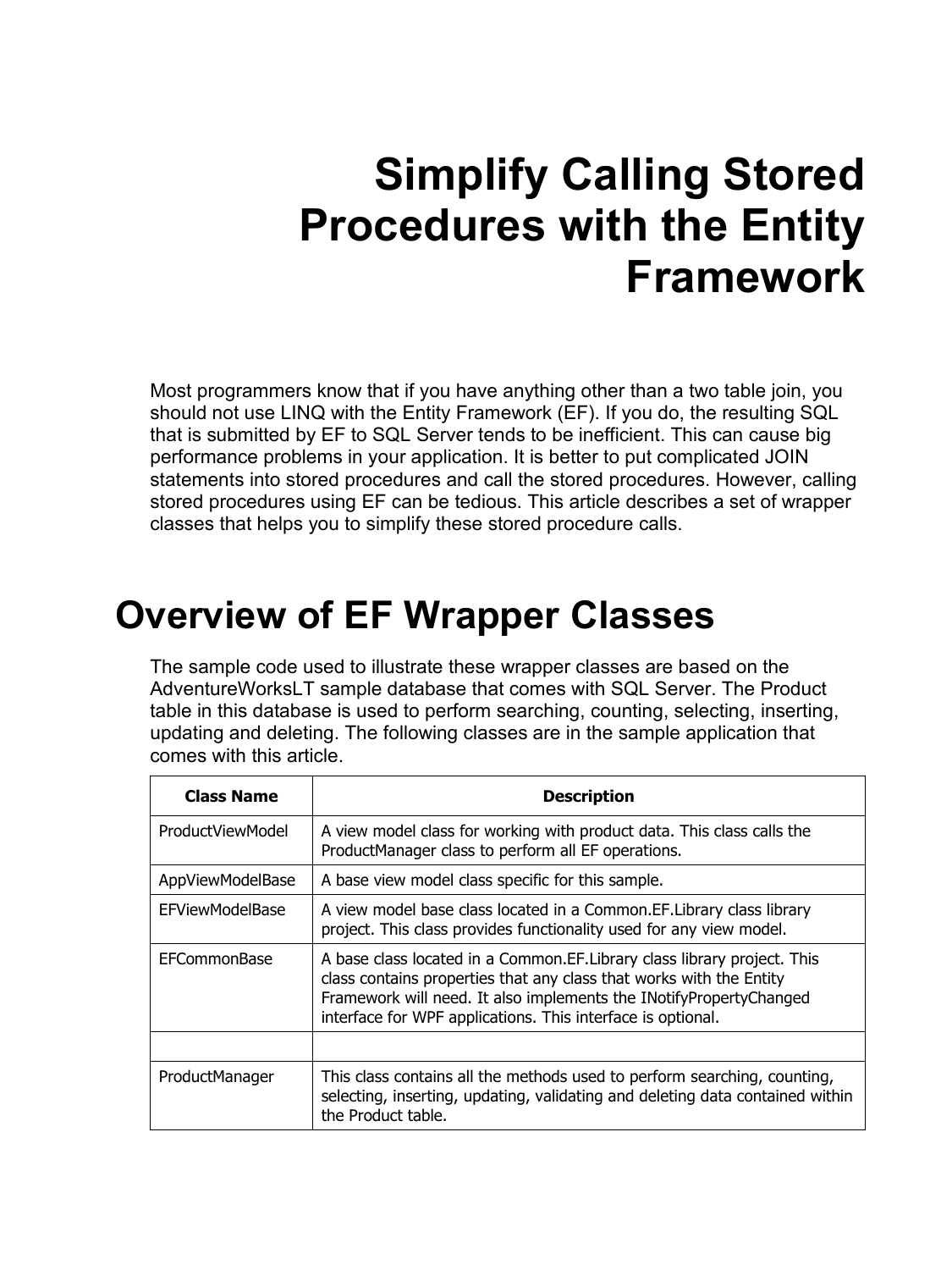# Simplify Calling Stored Procedures with the Entity Framework

Most programmers know that if you have anything other than a two table join, you should not use LINQ with the Entity Framework (EF). If you do, the resulting SQL that is submitted by EF to SQL Server tends to be inefficient. This can cause big performance problems in your application. It is better to put complicated JOIN statements into stored procedures and call the stored procedures. However, calling stored procedures using EF can be tedious. This article describes a set of wrapper classes that helps you to simplify these stored procedure calls.

## Overview of EF Wrapper Classes

The sample code used to illustrate these wrapper classes are based on the AdventureWorksLT sample database that comes with SQL Server. The Product table in this database is used to perform searching, counting, selecting, inserting, updating and deleting. The following classes are in the sample application that comes with this article.

| Class Name | Description |
| --- | --- |
| ProductViewModel | A view model class for working with product data. This class calls the ProductManager class to perform all EF operations. |
| AppViewModelBase | A base view model class specific for this sample. |
| EFViewModelBase | A view model base class located in a Common.EF.Library class library project. This class provides functionality used for any view model. |
| EFCommonBase | A base class located in a Common.EF.Library class library project. This class contains properties that any class that works with the Entity Framework will need. It also implements the INotifyPropertyChanged interface for WPF applications. This interface is optional. |
| | |
| ProductManager | This class contains all the methods used to perform searching, counting, selecting, inserting, updating, validating and deleting data contained within the Product table. |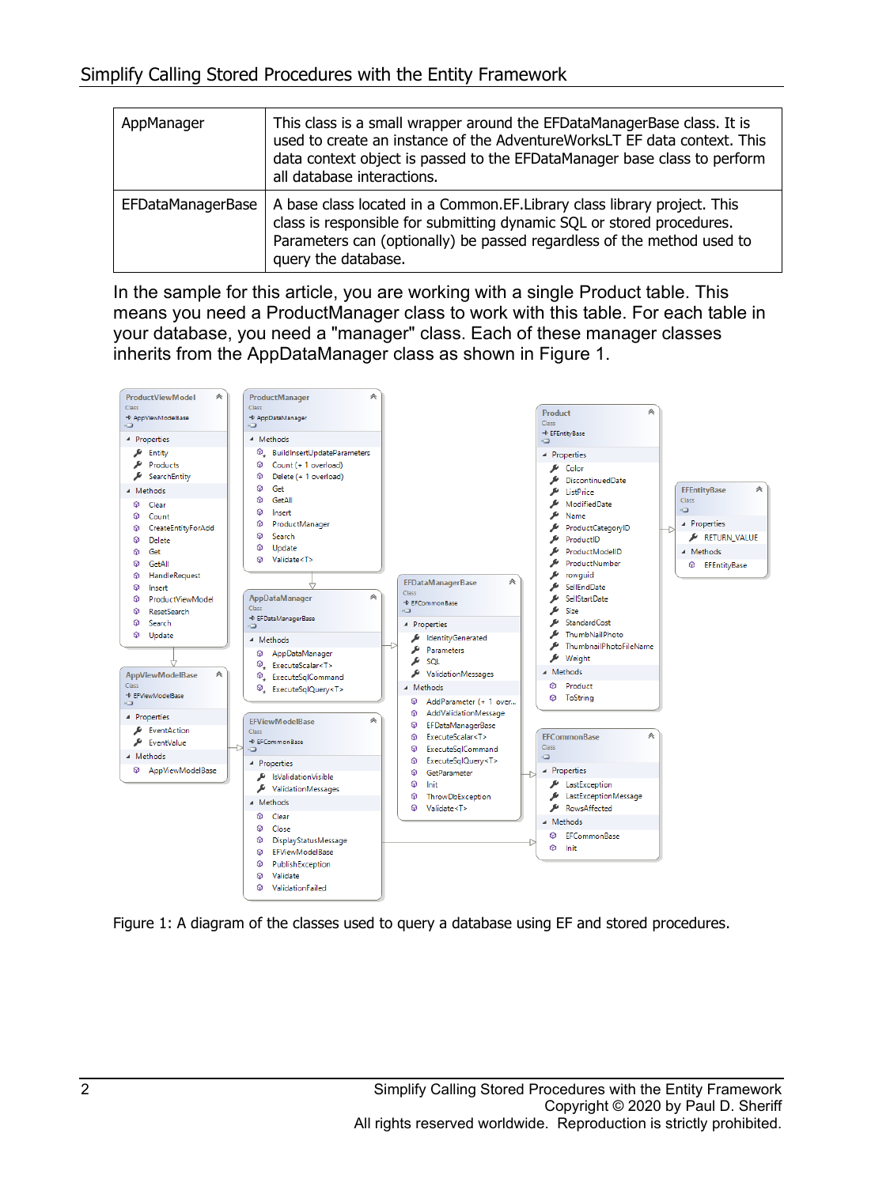| AppManager | This class is a small wrapper around the EFDataManagerBase class. It is used to create an instance of the AdventureWorksLT EF data context. This data context object is passed to the EFDataManager base class to perform all database interactions. |
|---|---|
| EFDataManagerBase | A base class located in a Common.EF.Library class library project. This class is responsible for submitting dynamic SQL or stored procedures. Parameters can (optionally) be passed regardless of the method used to query the database. |

In the sample for this article, you are working with a single Product table. This means you need a ProductManager class to work with this table. For each table in your database, you need a "manager" class. Each of these manager classes inherits from the AppDataManager class as shown in Figure 1.

Figure 1: A diagram of the classes used to query a database using EF and stored procedures.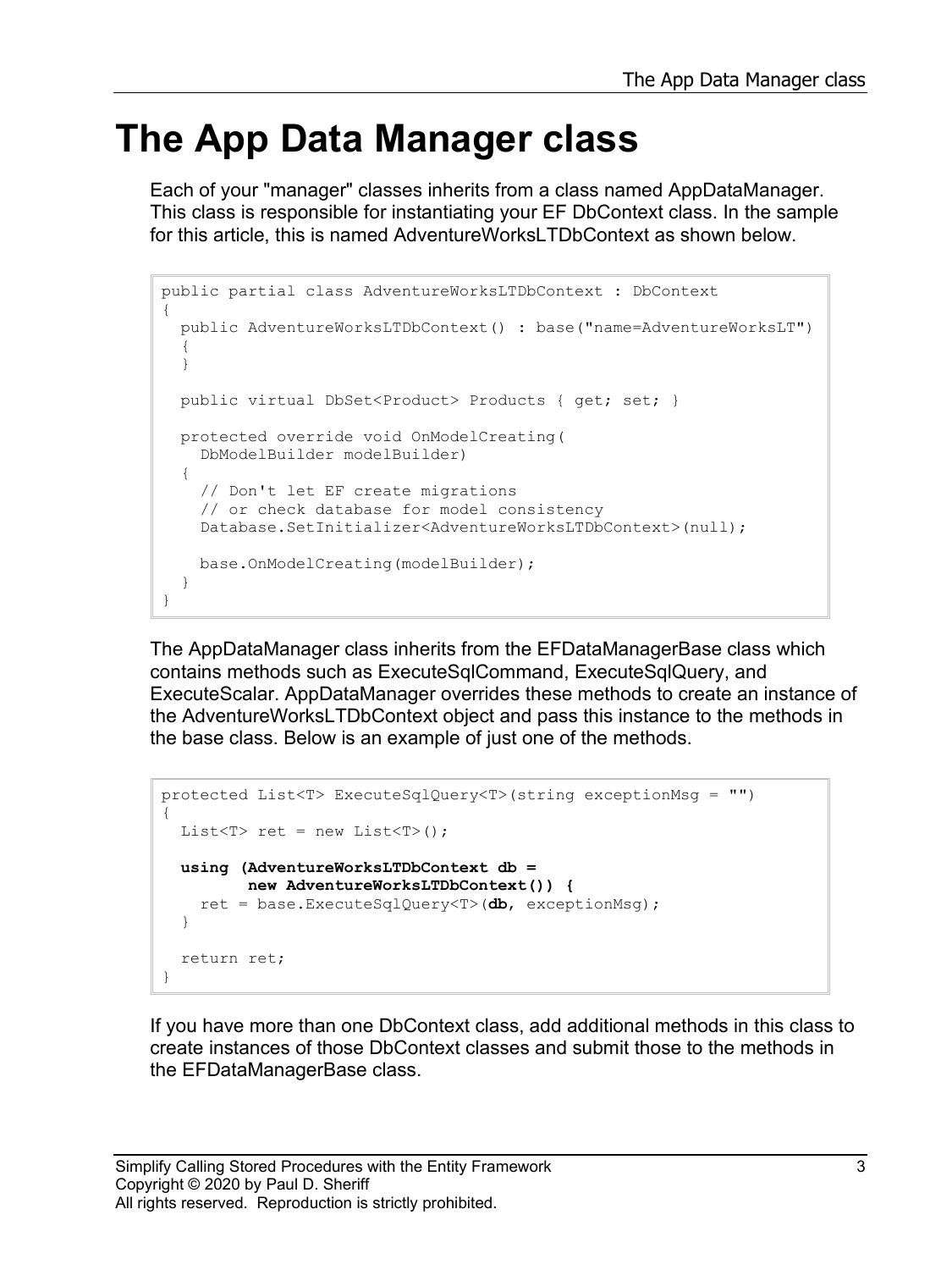# The App Data Manager class

Each of your "manager" classes inherits from a class named AppDataManager. This class is responsible for instantiating your EF DbContext class. In the sample for this article, this is named AdventureWorksLTDbContext as shown below.

```
public partial class AdventureWorksLTDbContext : DbContext
{
  public AdventureWorksLTDbContext() : base("name=AdventureWorksLT")
  {
  }

  public virtual DbSet<Product> Products { get; set; }

  protected override void OnModelCreating(
    DbModelBuilder modelBuilder)
  {
    // Don't let EF create migrations
    // or check database for model consistency
    Database.SetInitializer<AdventureWorksLTDbContext>(null);

    base.OnModelCreating(modelBuilder);
  }
}
```

The AppDataManager class inherits from the EFDataManagerBase class which contains methods such as ExecuteSqlCommand, ExecuteSqlQuery, and ExecuteScalar. AppDataManager overrides these methods to create an instance of the AdventureWorksLTDbContext object and pass this instance to the methods in the base class. Below is an example of just one of the methods.

```
protected List<T> ExecuteSqlQuery<T>(string exceptionMsg = "")
{
  List<T> ret = new List<T>();

  using (AdventureWorksLTDbContext db =
         new AdventureWorksLTDbContext()) {
    ret = base.ExecuteSqlQuery<T>(db, exceptionMsg);
  }

  return ret;
}
```

If you have more than one DbContext class, add additional methods in this class to create instances of those DbContext classes and submit those to the methods in the EFDataManagerBase class.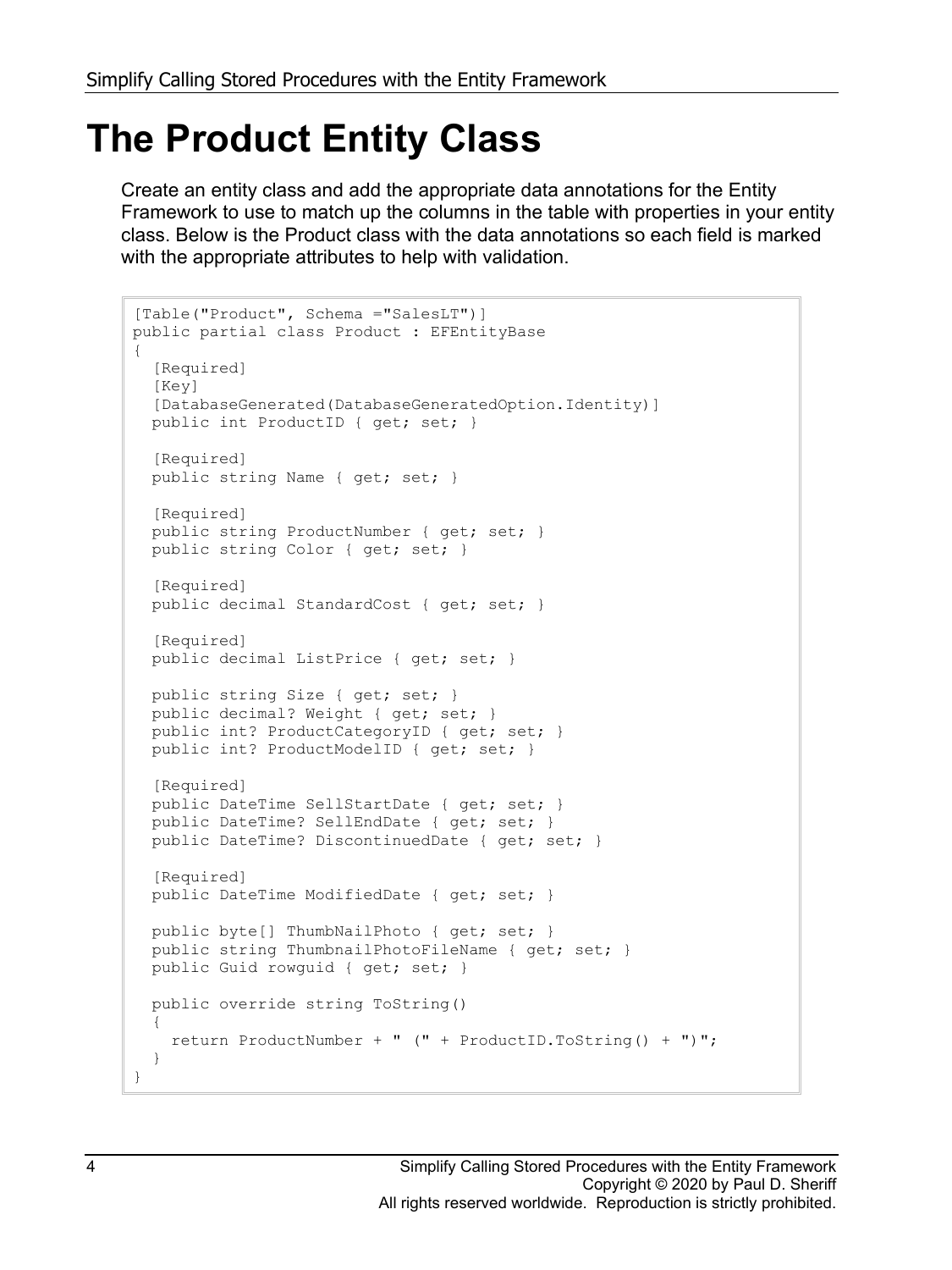# The Product Entity Class

Create an entity class and add the appropriate data annotations for the Entity Framework to use to match up the columns in the table with properties in your entity class. Below is the Product class with the data annotations so each field is marked with the appropriate attributes to help with validation.

```
[Table("Product", Schema ="SalesLT")]
public partial class Product : EFEntityBase
{
  [Required]
  [Key]
  [DatabaseGenerated(DatabaseGeneratedOption.Identity)]
  public int ProductID { get; set; }

  [Required]
  public string Name { get; set; }

  [Required]
  public string ProductNumber { get; set; }
  public string Color { get; set; }

  [Required]
  public decimal StandardCost { get; set; }

  [Required]
  public decimal ListPrice { get; set; }

  public string Size { get; set; }
  public decimal? Weight { get; set; }
  public int? ProductCategoryID { get; set; }
  public int? ProductModelID { get; set; }

  [Required]
  public DateTime SellStartDate { get; set; }
  public DateTime? SellEndDate { get; set; }
  public DateTime? DiscontinuedDate { get; set; }

  [Required]
  public DateTime ModifiedDate { get; set; }

  public byte[] ThumbNailPhoto { get; set; }
  public string ThumbnailPhotoFileName { get; set; }
  public Guid rowguid { get; set; }

  public override string ToString()
  {
    return ProductNumber + " (" + ProductID.ToString() + ")";
  }
}
```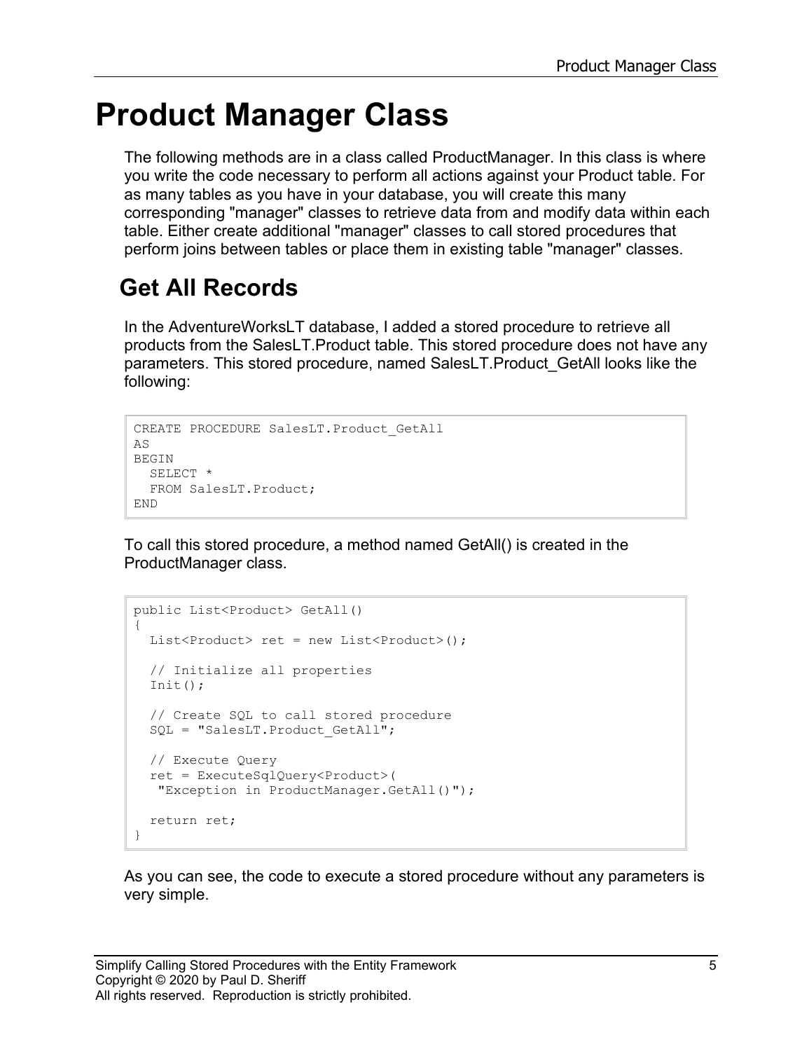# Product Manager Class

The following methods are in a class called ProductManager. In this class is where you write the code necessary to perform all actions against your Product table. For as many tables as you have in your database, you will create this many corresponding "manager" classes to retrieve data from and modify data within each table. Either create additional "manager" classes to call stored procedures that perform joins between tables or place them in existing table "manager" classes.

## Get All Records

In the AdventureWorksLT database, I added a stored procedure to retrieve all products from the SalesLT.Product table. This stored procedure does not have any parameters. This stored procedure, named SalesLT.Product_GetAll looks like the following:

```
CREATE PROCEDURE SalesLT.Product_GetAll
AS
BEGIN
  SELECT *
  FROM SalesLT.Product;
END
```

To call this stored procedure, a method named GetAll() is created in the ProductManager class.

```
public List<Product> GetAll()
{
  List<Product> ret = new List<Product>();

  // Initialize all properties
  Init();

  // Create SQL to call stored procedure
  SQL = "SalesLT.Product_GetAll";

  // Execute Query
  ret = ExecuteSqlQuery<Product>(
   "Exception in ProductManager.GetAll()");

  return ret;
}
```

As you can see, the code to execute a stored procedure without any parameters is very simple.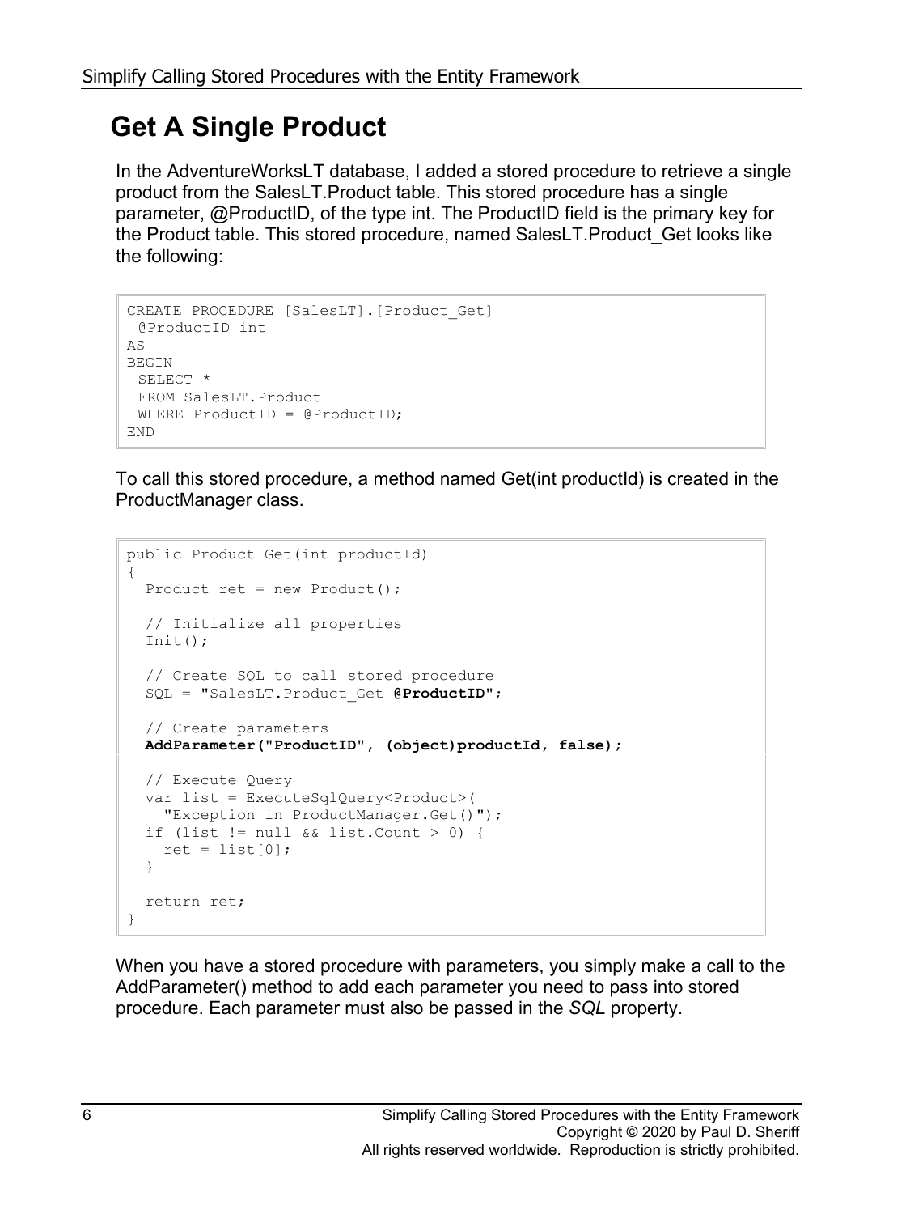# Get A Single Product

In the AdventureWorksLT database, I added a stored procedure to retrieve a single product from the SalesLT.Product table. This stored procedure has a single parameter, @ProductID, of the type int. The ProductID field is the primary key for the Product table. This stored procedure, named SalesLT.Product_Get looks like the following:

```
CREATE PROCEDURE [SalesLT].[Product_Get]
 @ProductID int
AS
BEGIN
 SELECT *
 FROM SalesLT.Product
 WHERE ProductID = @ProductID;
END
```

To call this stored procedure, a method named Get(int productId) is created in the ProductManager class.

```
public Product Get(int productId)
{
  Product ret = new Product();

  // Initialize all properties
  Init();

  // Create SQL to call stored procedure
  SQL = "SalesLT.Product_Get @ProductID";

  // Create parameters
  AddParameter("ProductID", (object)productId, false);

  // Execute Query
  var list = ExecuteSqlQuery<Product>(
    "Exception in ProductManager.Get()");
  if (list != null && list.Count > 0) {
    ret = list[0];
  }

  return ret;
}
```

When you have a stored procedure with parameters, you simply make a call to the AddParameter() method to add each parameter you need to pass into stored procedure. Each parameter must also be passed in the *SQL* property.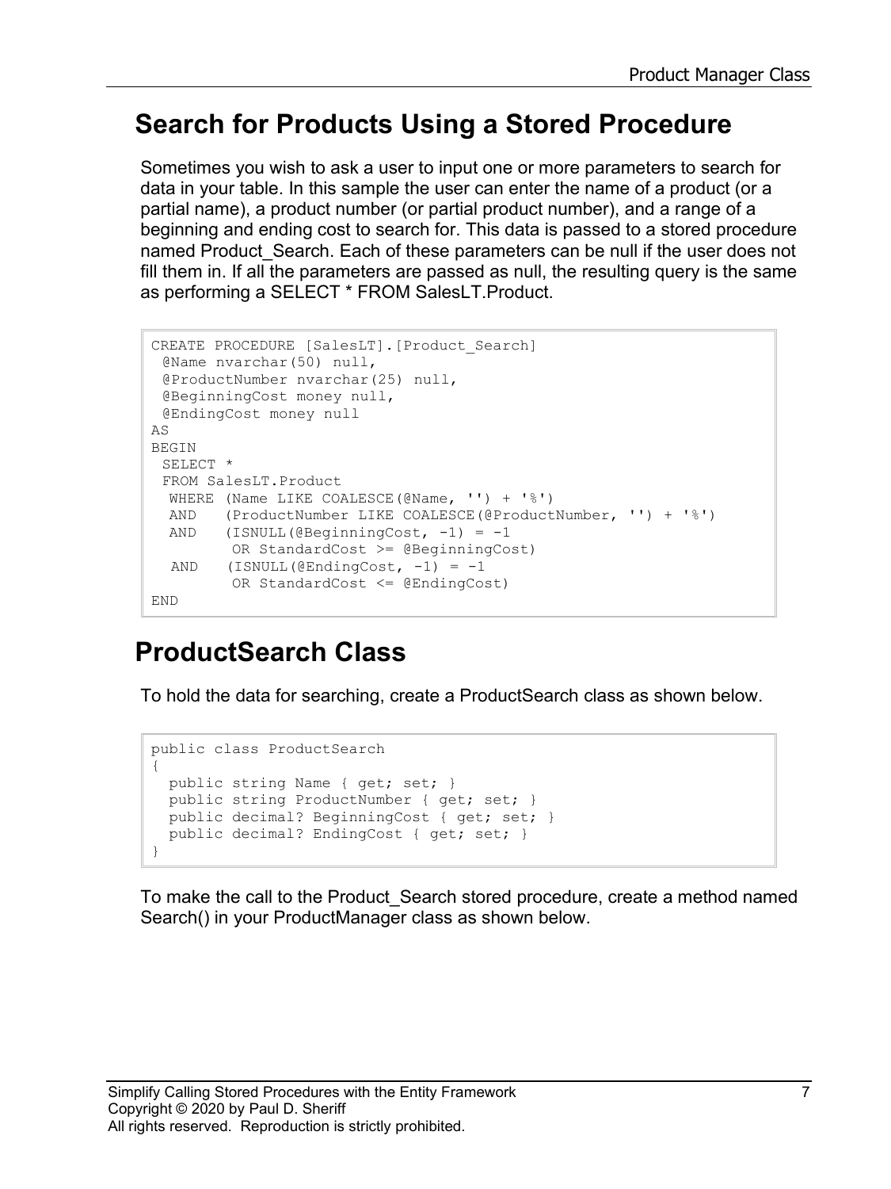## Search for Products Using a Stored Procedure

Sometimes you wish to ask a user to input one or more parameters to search for data in your table. In this sample the user can enter the name of a product (or a partial name), a product number (or partial product number), and a range of a beginning and ending cost to search for. This data is passed to a stored procedure named Product_Search. Each of these parameters can be null if the user does not fill them in. If all the parameters are passed as null, the resulting query is the same as performing a SELECT * FROM SalesLT.Product.

```
CREATE PROCEDURE [SalesLT].[Product_Search]
 @Name nvarchar(50) null,
 @ProductNumber nvarchar(25) null,
 @BeginningCost money null,
 @EndingCost money null
AS
BEGIN
 SELECT *
 FROM SalesLT.Product
  WHERE (Name LIKE COALESCE(@Name, '') + '%')
  AND   (ProductNumber LIKE COALESCE(@ProductNumber, '') + '%')
  AND   (ISNULL(@BeginningCost, -1) = -1
         OR StandardCost >= @BeginningCost)
   AND   (ISNULL(@EndingCost, -1) = -1
         OR StandardCost <= @EndingCost)
END
```

## ProductSearch Class

To hold the data for searching, create a ProductSearch class as shown below.

```
public class ProductSearch
{
  public string Name { get; set; }
  public string ProductNumber { get; set; }
  public decimal? BeginningCost { get; set; }
  public decimal? EndingCost { get; set; }
}
```

To make the call to the Product_Search stored procedure, create a method named Search() in your ProductManager class as shown below.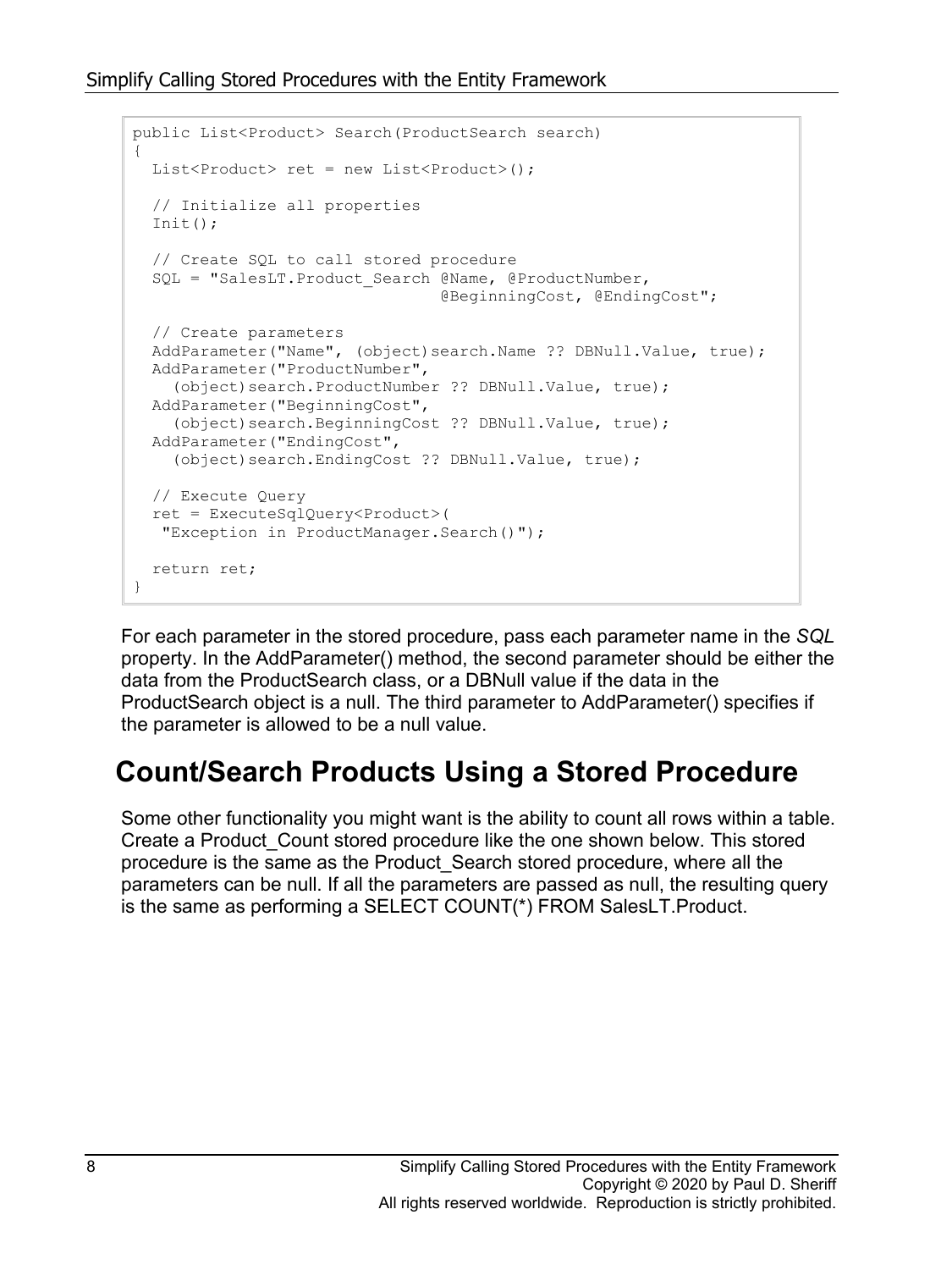```
public List<Product> Search(ProductSearch search)
{
  List<Product> ret = new List<Product>();

  // Initialize all properties
  Init();

  // Create SQL to call stored procedure
  SQL = "SalesLT.Product_Search @Name, @ProductNumber,
                               @BeginningCost, @EndingCost";

  // Create parameters
  AddParameter("Name", (object)search.Name ?? DBNull.Value, true);
  AddParameter("ProductNumber",
    (object)search.ProductNumber ?? DBNull.Value, true);
  AddParameter("BeginningCost",
    (object)search.BeginningCost ?? DBNull.Value, true);
  AddParameter("EndingCost",
    (object)search.EndingCost ?? DBNull.Value, true);

  // Execute Query
  ret = ExecuteSqlQuery<Product>(
   "Exception in ProductManager.Search()");

  return ret;
}
```

For each parameter in the stored procedure, pass each parameter name in the *SQL* property. In the AddParameter() method, the second parameter should be either the data from the ProductSearch class, or a DBNull value if the data in the ProductSearch object is a null. The third parameter to AddParameter() specifies if the parameter is allowed to be a null value.

## Count/Search Products Using a Stored Procedure

Some other functionality you might want is the ability to count all rows within a table. Create a Product_Count stored procedure like the one shown below. This stored procedure is the same as the Product_Search stored procedure, where all the parameters can be null. If all the parameters are passed as null, the resulting query is the same as performing a SELECT COUNT(*) FROM SalesLT.Product.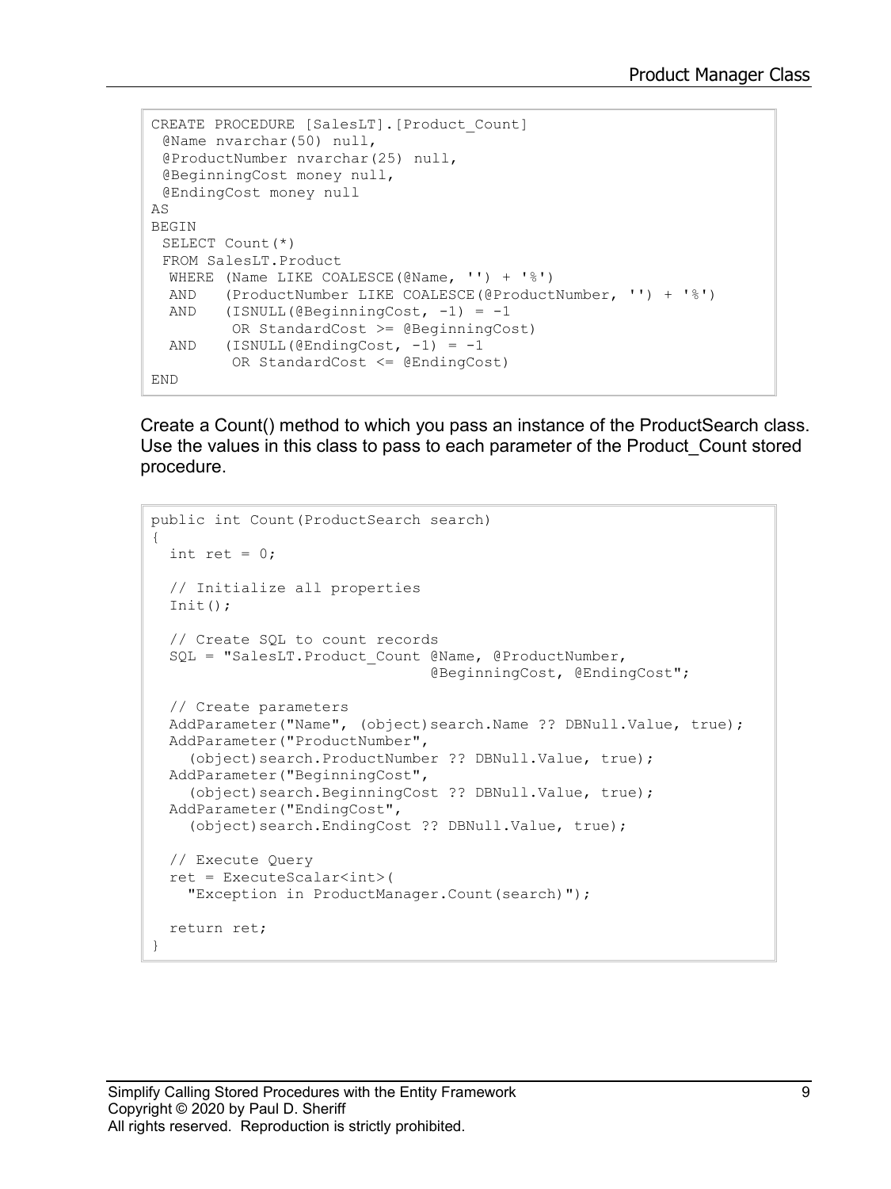```
CREATE PROCEDURE [SalesLT].[Product_Count]
 @Name nvarchar(50) null,
 @ProductNumber nvarchar(25) null,
 @BeginningCost money null,
 @EndingCost money null
AS
BEGIN
 SELECT Count(*)
 FROM SalesLT.Product
  WHERE (Name LIKE COALESCE(@Name, '') + '%')
  AND   (ProductNumber LIKE COALESCE(@ProductNumber, '') + '%')
  AND   (ISNULL(@BeginningCost, -1) = -1
         OR StandardCost >= @BeginningCost)
  AND   (ISNULL(@EndingCost, -1) = -1
         OR StandardCost <= @EndingCost)
END
```

Create a Count() method to which you pass an instance of the ProductSearch class. Use the values in this class to pass to each parameter of the Product_Count stored procedure.

```
public int Count(ProductSearch search)
{
  int ret = 0;

  // Initialize all properties
  Init();

  // Create SQL to count records
  SQL = "SalesLT.Product_Count @Name, @ProductNumber,
                               @BeginningCost, @EndingCost";

  // Create parameters
  AddParameter("Name", (object)search.Name ?? DBNull.Value, true);
  AddParameter("ProductNumber",
    (object)search.ProductNumber ?? DBNull.Value, true);
  AddParameter("BeginningCost",
    (object)search.BeginningCost ?? DBNull.Value, true);
  AddParameter("EndingCost",
    (object)search.EndingCost ?? DBNull.Value, true);

  // Execute Query
  ret = ExecuteScalar<int>(
    "Exception in ProductManager.Count(search)");

  return ret;
}
```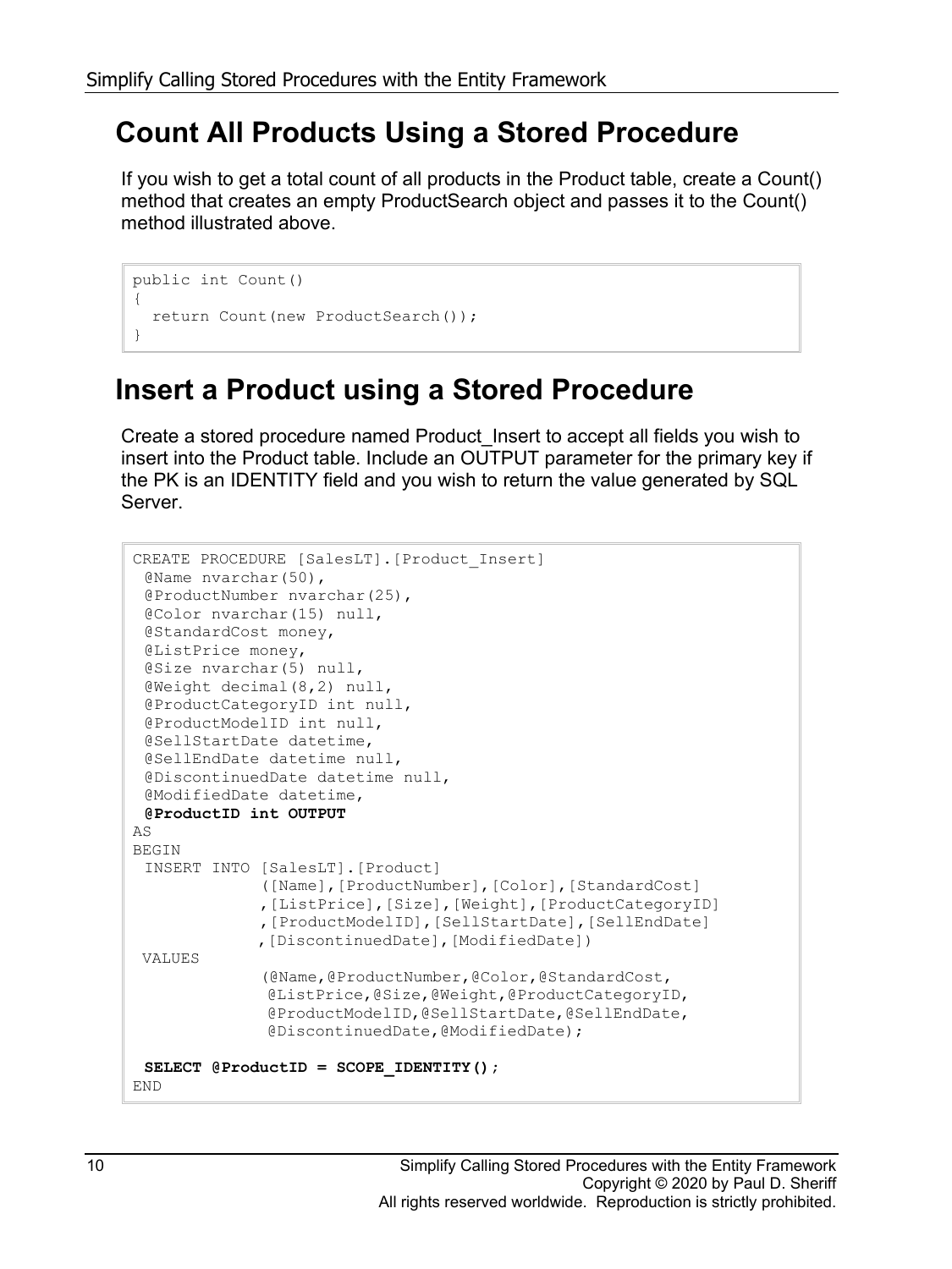## Count All Products Using a Stored Procedure

If you wish to get a total count of all products in the Product table, create a Count() method that creates an empty ProductSearch object and passes it to the Count() method illustrated above.

```
public int Count()
{
  return Count(new ProductSearch());
}
```

## Insert a Product using a Stored Procedure

Create a stored procedure named Product_Insert to accept all fields you wish to insert into the Product table. Include an OUTPUT parameter for the primary key if the PK is an IDENTITY field and you wish to return the value generated by SQL Server.

```
CREATE PROCEDURE [SalesLT].[Product_Insert]
 @Name nvarchar(50),
 @ProductNumber nvarchar(25),
 @Color nvarchar(15) null,
 @StandardCost money,
 @ListPrice money,
 @Size nvarchar(5) null,
 @Weight decimal(8,2) null,
 @ProductCategoryID int null,
 @ProductModelID int null,
 @SellStartDate datetime,
 @SellEndDate datetime null,
 @DiscontinuedDate datetime null,
 @ModifiedDate datetime,
 @ProductID int OUTPUT
AS
BEGIN
 INSERT INTO [SalesLT].[Product]
             ([Name],[ProductNumber],[Color],[StandardCost]
             ,[ListPrice],[Size],[Weight],[ProductCategoryID]
             ,[ProductModelID],[SellStartDate],[SellEndDate]
             ,[DiscontinuedDate],[ModifiedDate])
 VALUES
             (@Name,@ProductNumber,@Color,@StandardCost,
              @ListPrice,@Size,@Weight,@ProductCategoryID,
              @ProductModelID,@SellStartDate,@SellEndDate,
              @DiscontinuedDate,@ModifiedDate);

 SELECT @ProductID = SCOPE_IDENTITY();
END
```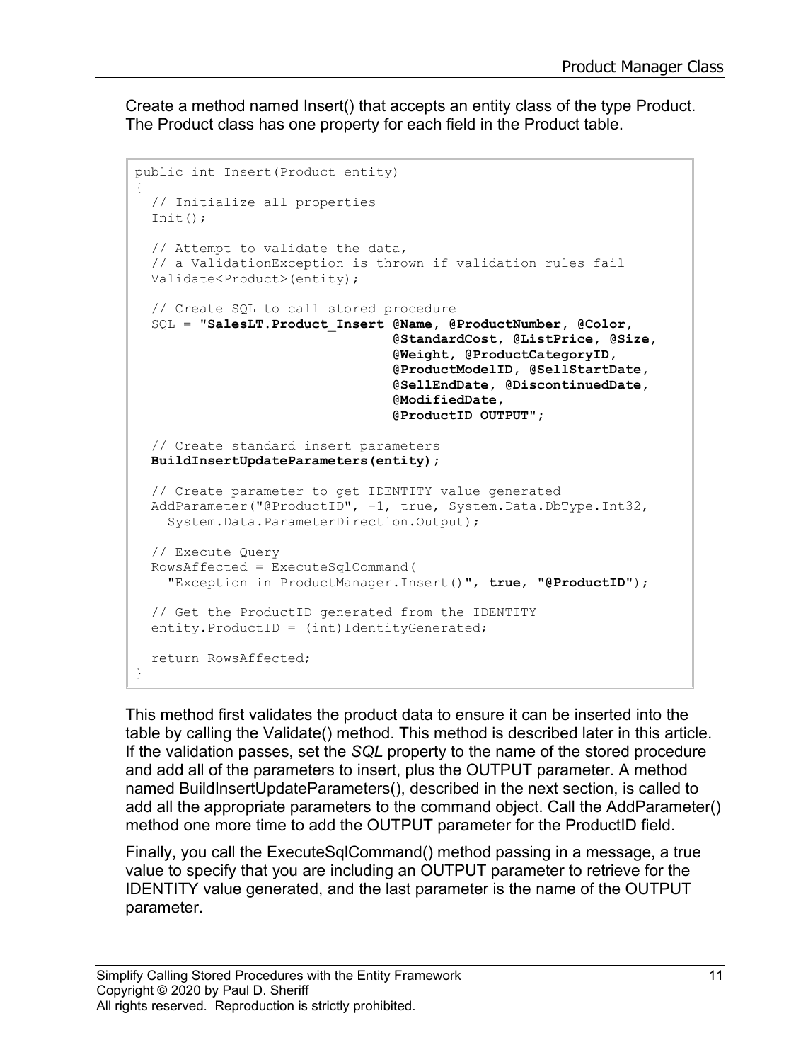Create a method named Insert() that accepts an entity class of the type Product. The Product class has one property for each field in the Product table.

```
public int Insert(Product entity)
{
  // Initialize all properties
  Init();

  // Attempt to validate the data,
  // a ValidationException is thrown if validation rules fail
  Validate<Product>(entity);

  // Create SQL to call stored procedure
  SQL = "SalesLT.Product_Insert @Name, @ProductNumber, @Color,
                                @StandardCost, @ListPrice, @Size,
                                @Weight, @ProductCategoryID,
                                @ProductModelID, @SellStartDate,
                                @SellEndDate, @DiscontinuedDate,
                                @ModifiedDate,
                                @ProductID OUTPUT";

  // Create standard insert parameters
  BuildInsertUpdateParameters(entity);

  // Create parameter to get IDENTITY value generated
  AddParameter("@ProductID", -1, true, System.Data.DbType.Int32,
    System.Data.ParameterDirection.Output);

  // Execute Query
  RowsAffected = ExecuteSqlCommand(
    "Exception in ProductManager.Insert()", true, "@ProductID");

  // Get the ProductID generated from the IDENTITY
  entity.ProductID = (int)IdentityGenerated;

  return RowsAffected;
}
```

This method first validates the product data to ensure it can be inserted into the table by calling the Validate() method. This method is described later in this article. If the validation passes, set the *SQL* property to the name of the stored procedure and add all of the parameters to insert, plus the OUTPUT parameter. A method named BuildInsertUpdateParameters(), described in the next section, is called to add all the appropriate parameters to the command object. Call the AddParameter() method one more time to add the OUTPUT parameter for the ProductID field.

Finally, you call the ExecuteSqlCommand() method passing in a message, a true value to specify that you are including an OUTPUT parameter to retrieve for the IDENTITY value generated, and the last parameter is the name of the OUTPUT parameter.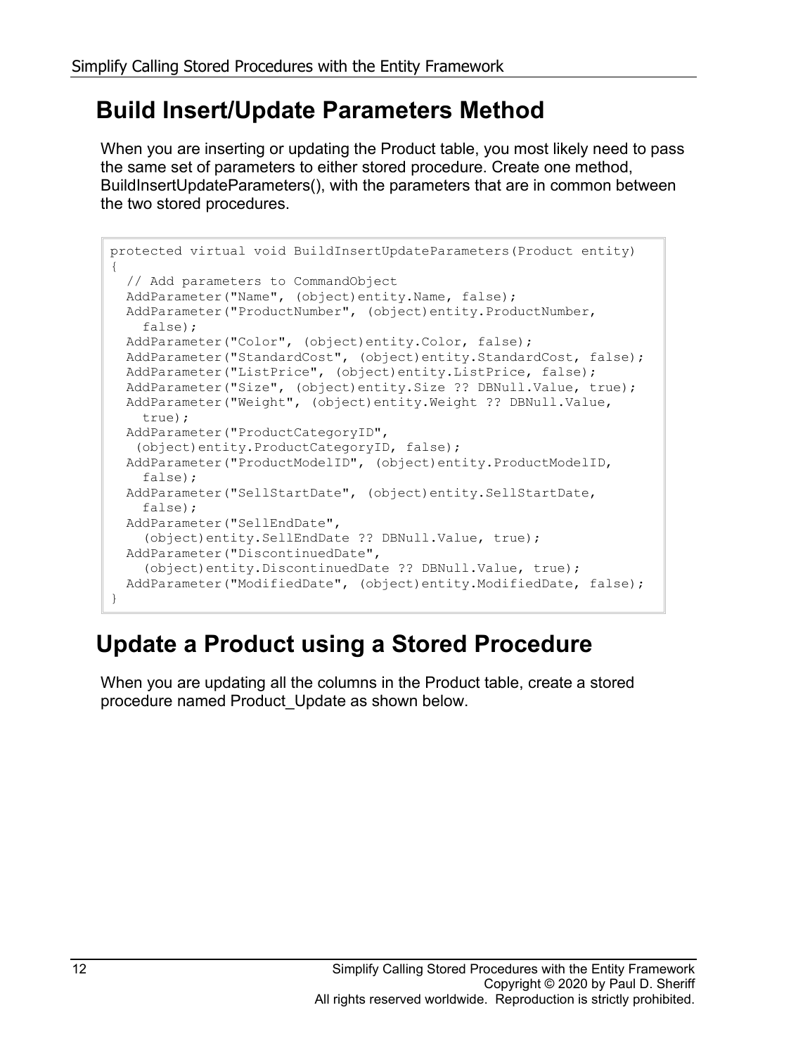## Build Insert/Update Parameters Method

When you are inserting or updating the Product table, you most likely need to pass the same set of parameters to either stored procedure. Create one method, BuildInsertUpdateParameters(), with the parameters that are in common between the two stored procedures.

```
protected virtual void BuildInsertUpdateParameters(Product entity)
{
  // Add parameters to CommandObject
  AddParameter("Name", (object)entity.Name, false);
  AddParameter("ProductNumber", (object)entity.ProductNumber,
    false);
  AddParameter("Color", (object)entity.Color, false);
  AddParameter("StandardCost", (object)entity.StandardCost, false);
  AddParameter("ListPrice", (object)entity.ListPrice, false);
  AddParameter("Size", (object)entity.Size ?? DBNull.Value, true);
  AddParameter("Weight", (object)entity.Weight ?? DBNull.Value,
    true);
  AddParameter("ProductCategoryID",
   (object)entity.ProductCategoryID, false);
  AddParameter("ProductModelID", (object)entity.ProductModelID,
    false);
  AddParameter("SellStartDate", (object)entity.SellStartDate,
    false);
  AddParameter("SellEndDate",
    (object)entity.SellEndDate ?? DBNull.Value, true);
  AddParameter("DiscontinuedDate",
    (object)entity.DiscontinuedDate ?? DBNull.Value, true);
  AddParameter("ModifiedDate", (object)entity.ModifiedDate, false);
}
```

## Update a Product using a Stored Procedure

When you are updating all the columns in the Product table, create a stored procedure named Product_Update as shown below.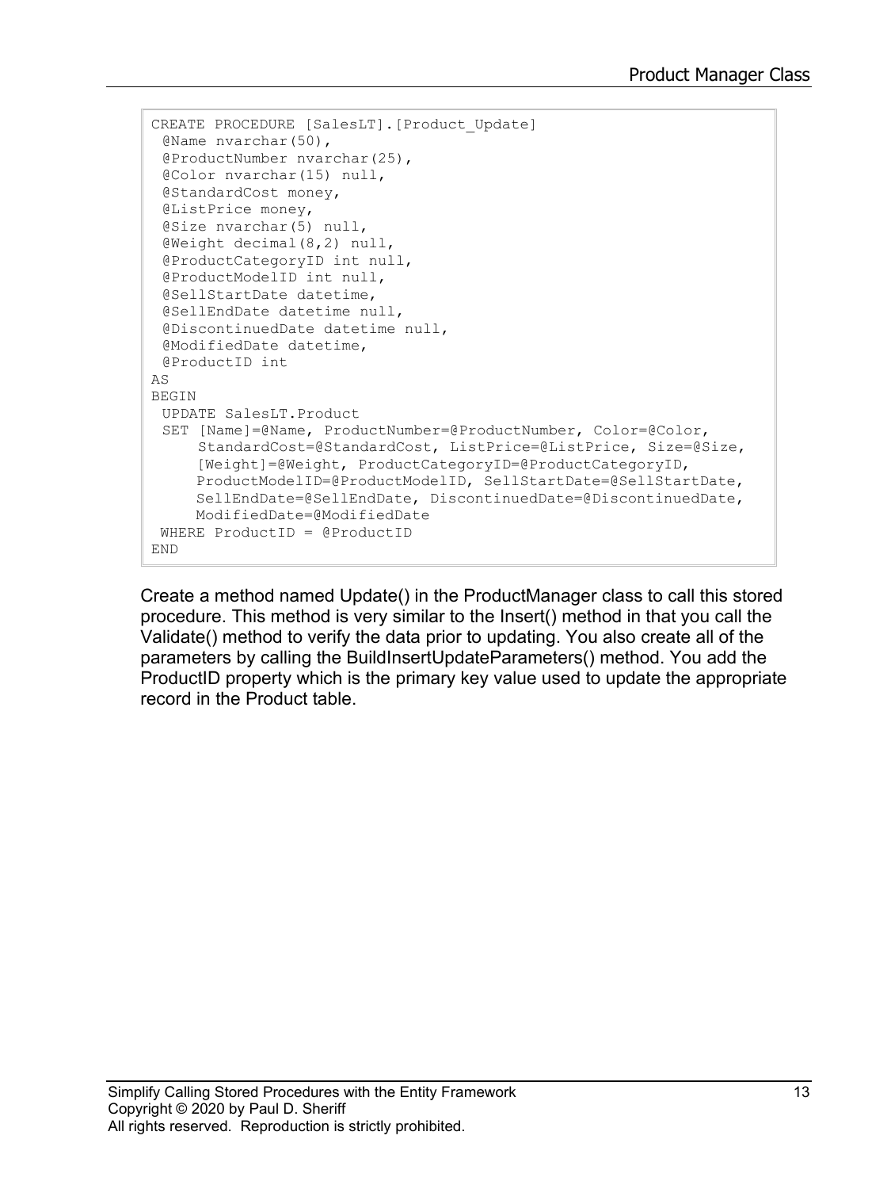```
CREATE PROCEDURE [SalesLT].[Product_Update]
 @Name nvarchar(50),
 @ProductNumber nvarchar(25),
 @Color nvarchar(15) null,
 @StandardCost money,
 @ListPrice money,
 @Size nvarchar(5) null,
 @Weight decimal(8,2) null,
 @ProductCategoryID int null,
 @ProductModelID int null,
 @SellStartDate datetime,
 @SellEndDate datetime null,
 @DiscontinuedDate datetime null,
 @ModifiedDate datetime,
 @ProductID int
AS
BEGIN
 UPDATE SalesLT.Product
 SET [Name]=@Name, ProductNumber=@ProductNumber, Color=@Color,
     StandardCost=@StandardCost, ListPrice=@ListPrice, Size=@Size,
     [Weight]=@Weight, ProductCategoryID=@ProductCategoryID,
     ProductModelID=@ProductModelID, SellStartDate=@SellStartDate,
     SellEndDate=@SellEndDate, DiscontinuedDate=@DiscontinuedDate,
     ModifiedDate=@ModifiedDate
 WHERE ProductID = @ProductID
END
```

Create a method named Update() in the ProductManager class to call this stored procedure. This method is very similar to the Insert() method in that you call the Validate() method to verify the data prior to updating. You also create all of the parameters by calling the BuildInsertUpdateParameters() method. You add the ProductID property which is the primary key value used to update the appropriate record in the Product table.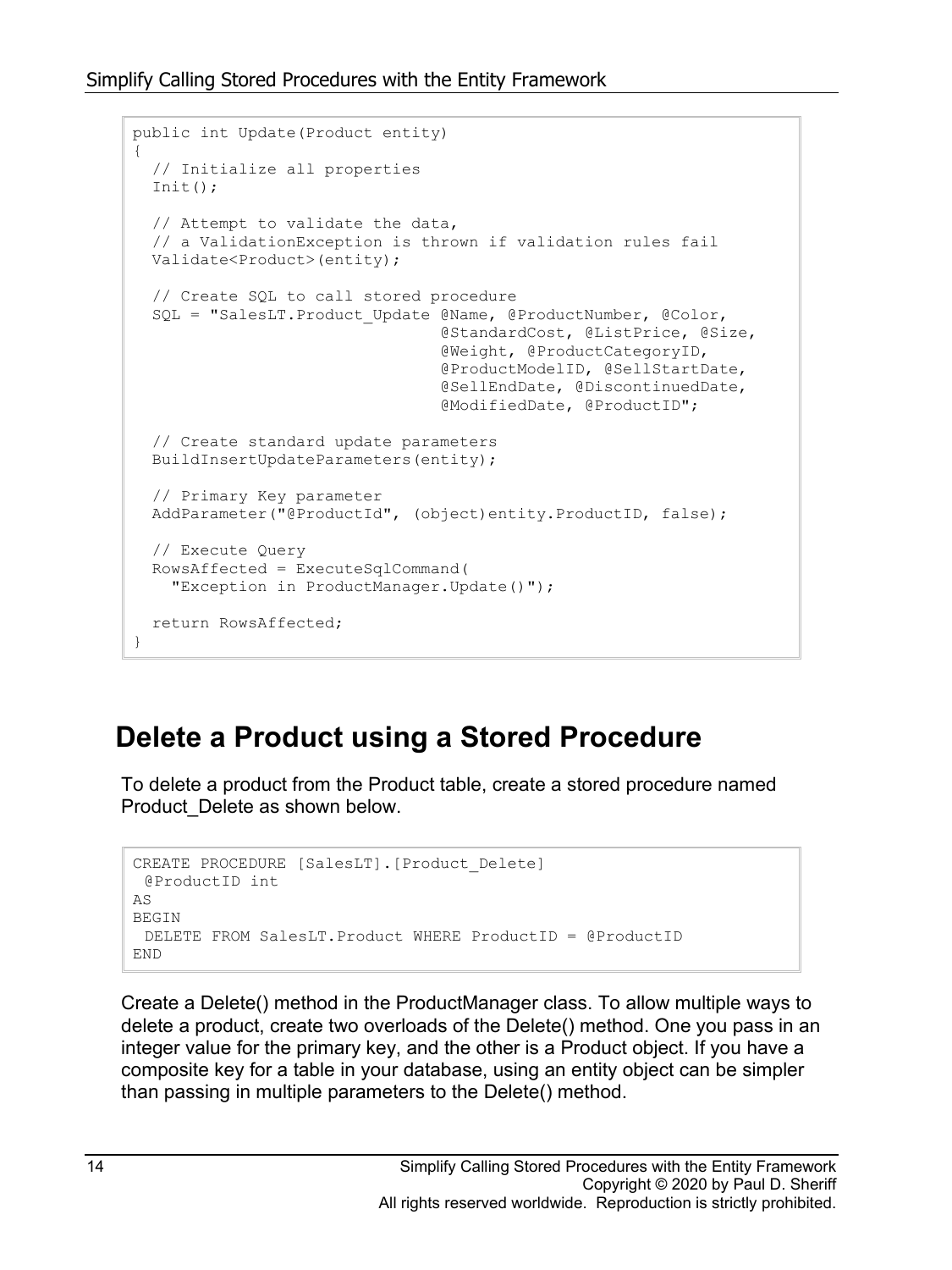```
public int Update(Product entity)
{
  // Initialize all properties
  Init();

  // Attempt to validate the data,
  // a ValidationException is thrown if validation rules fail
  Validate<Product>(entity);

  // Create SQL to call stored procedure
  SQL = "SalesLT.Product_Update @Name, @ProductNumber, @Color,
                                @StandardCost, @ListPrice, @Size,
                                @Weight, @ProductCategoryID,
                                @ProductModelID, @SellStartDate,
                                @SellEndDate, @DiscontinuedDate,
                                @ModifiedDate, @ProductID";

  // Create standard update parameters
  BuildInsertUpdateParameters(entity);

  // Primary Key parameter
  AddParameter("@ProductId", (object)entity.ProductID, false);

  // Execute Query
  RowsAffected = ExecuteSqlCommand(
    "Exception in ProductManager.Update()");

  return RowsAffected;
}
```

## Delete a Product using a Stored Procedure

To delete a product from the Product table, create a stored procedure named Product_Delete as shown below.

```
CREATE PROCEDURE [SalesLT].[Product_Delete]
 @ProductID int
AS
BEGIN
 DELETE FROM SalesLT.Product WHERE ProductID = @ProductID
END
```

Create a Delete() method in the ProductManager class. To allow multiple ways to delete a product, create two overloads of the Delete() method. One you pass in an integer value for the primary key, and the other is a Product object. If you have a composite key for a table in your database, using an entity object can be simpler than passing in multiple parameters to the Delete() method.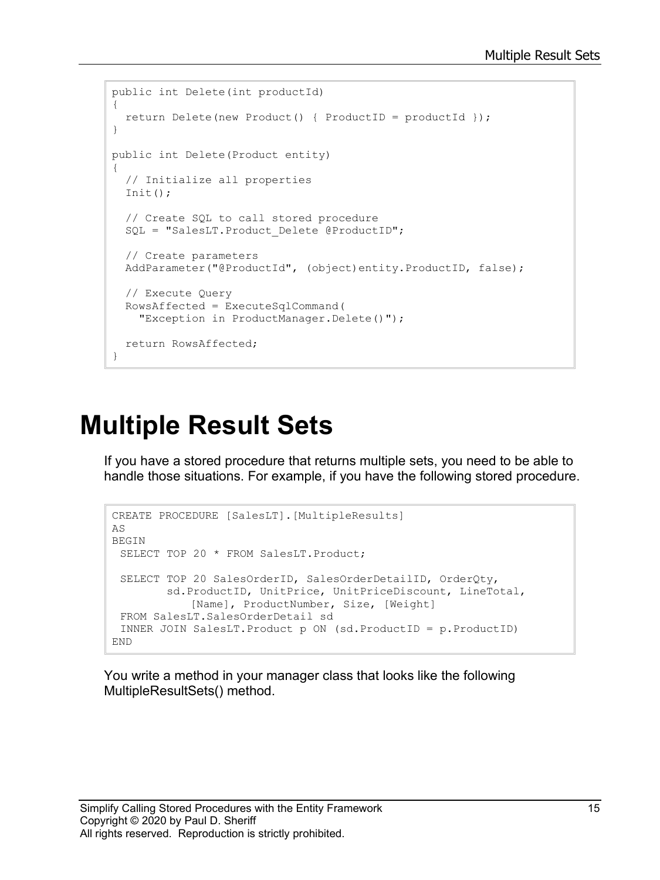```
public int Delete(int productId)
{
  return Delete(new Product() { ProductID = productId });
}

public int Delete(Product entity)
{
  // Initialize all properties
  Init();

  // Create SQL to call stored procedure
  SQL = "SalesLT.Product_Delete @ProductID";

  // Create parameters
  AddParameter("@ProductId", (object)entity.ProductID, false);

  // Execute Query
  RowsAffected = ExecuteSqlCommand(
    "Exception in ProductManager.Delete()");

  return RowsAffected;
}
```

# Multiple Result Sets

If you have a stored procedure that returns multiple sets, you need to be able to handle those situations. For example, if you have the following stored procedure.

```
CREATE PROCEDURE [SalesLT].[MultipleResults]
AS
BEGIN
 SELECT TOP 20 * FROM SalesLT.Product;

 SELECT TOP 20 SalesOrderID, SalesOrderDetailID, OrderQty,
        sd.ProductID, UnitPrice, UnitPriceDiscount, LineTotal,
          [Name], ProductNumber, Size, [Weight]
 FROM SalesLT.SalesOrderDetail sd
 INNER JOIN SalesLT.Product p ON (sd.ProductID = p.ProductID)
END
```

You write a method in your manager class that looks like the following MultipleResultSets() method.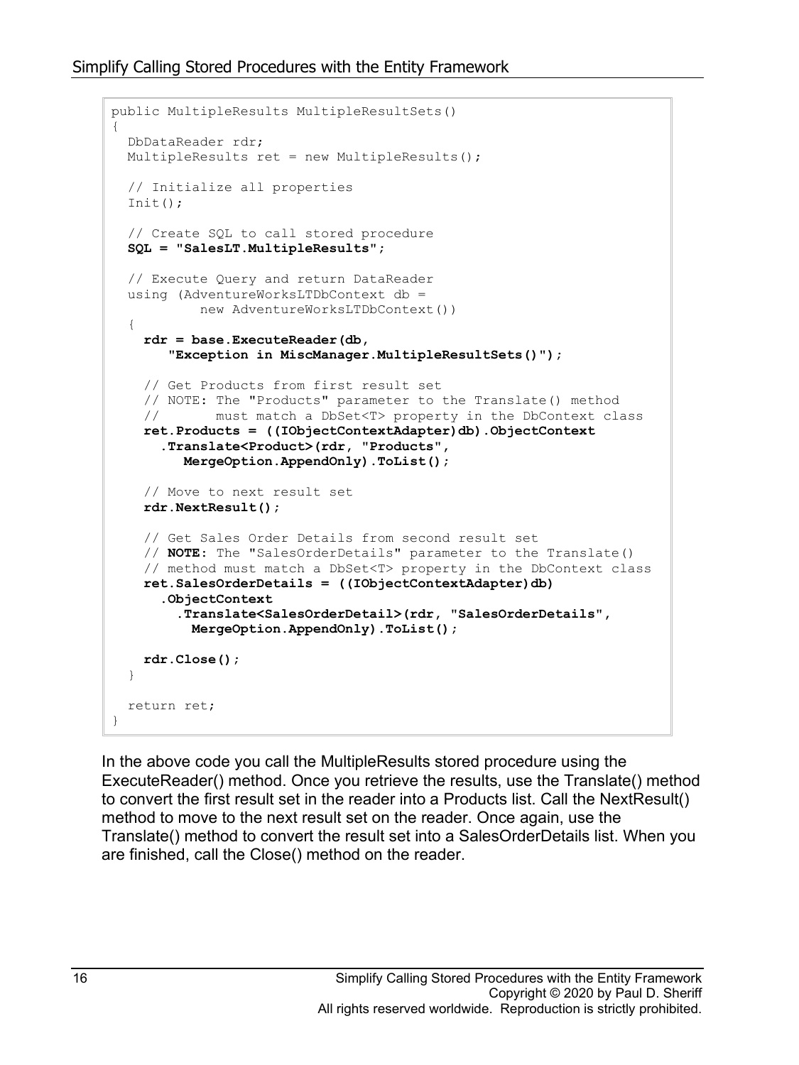```
public MultipleResults MultipleResultSets()
{
  DbDataReader rdr;
  MultipleResults ret = new MultipleResults();

  // Initialize all properties
  Init();

  // Create SQL to call stored procedure
  SQL = "SalesLT.MultipleResults";

  // Execute Query and return DataReader
  using (AdventureWorksLTDbContext db =
           new AdventureWorksLTDbContext())
  {
    rdr = base.ExecuteReader(db,
       "Exception in MiscManager.MultipleResultSets()");

    // Get Products from first result set
    // NOTE: The "Products" parameter to the Translate() method
    //       must match a DbSet<T> property in the DbContext class
    ret.Products = ((IObjectContextAdapter)db).ObjectContext
      .Translate<Product>(rdr, "Products",
         MergeOption.AppendOnly).ToList();

    // Move to next result set
    rdr.NextResult();

    // Get Sales Order Details from second result set
    // NOTE: The "SalesOrderDetails" parameter to the Translate()
    // method must match a DbSet<T> property in the DbContext class
    ret.SalesOrderDetails = ((IObjectContextAdapter)db)
      .ObjectContext
        .Translate<SalesOrderDetail>(rdr, "SalesOrderDetails",
         MergeOption.AppendOnly).ToList();

    rdr.Close();
  }

  return ret;
}
```

In the above code you call the MultipleResults stored procedure using the ExecuteReader() method. Once you retrieve the results, use the Translate() method to convert the first result set in the reader into a Products list. Call the NextResult() method to move to the next result set on the reader. Once again, use the Translate() method to convert the result set into a SalesOrderDetails list. When you are finished, call the Close() method on the reader.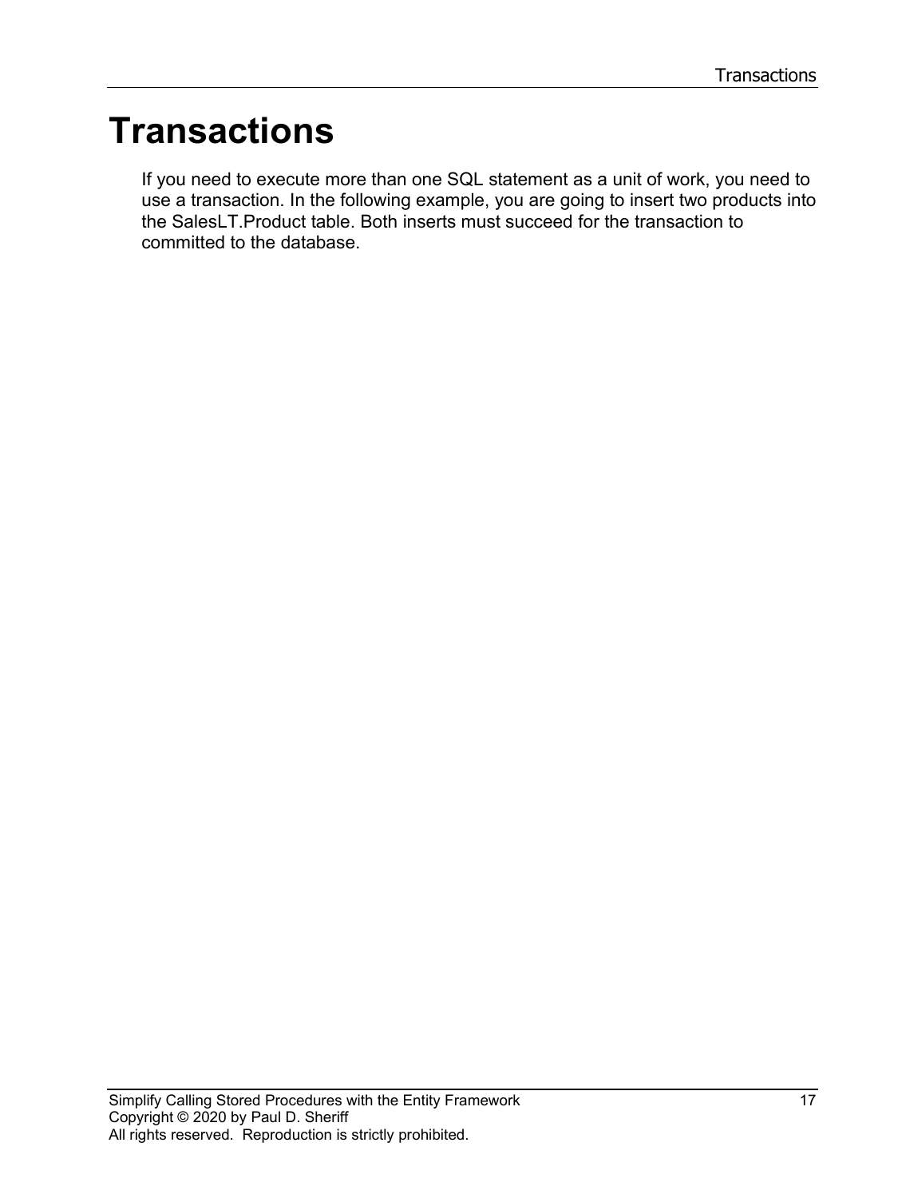# Transactions

If you need to execute more than one SQL statement as a unit of work, you need to use a transaction. In the following example, you are going to insert two products into the SalesLT.Product table. Both inserts must succeed for the transaction to committed to the database.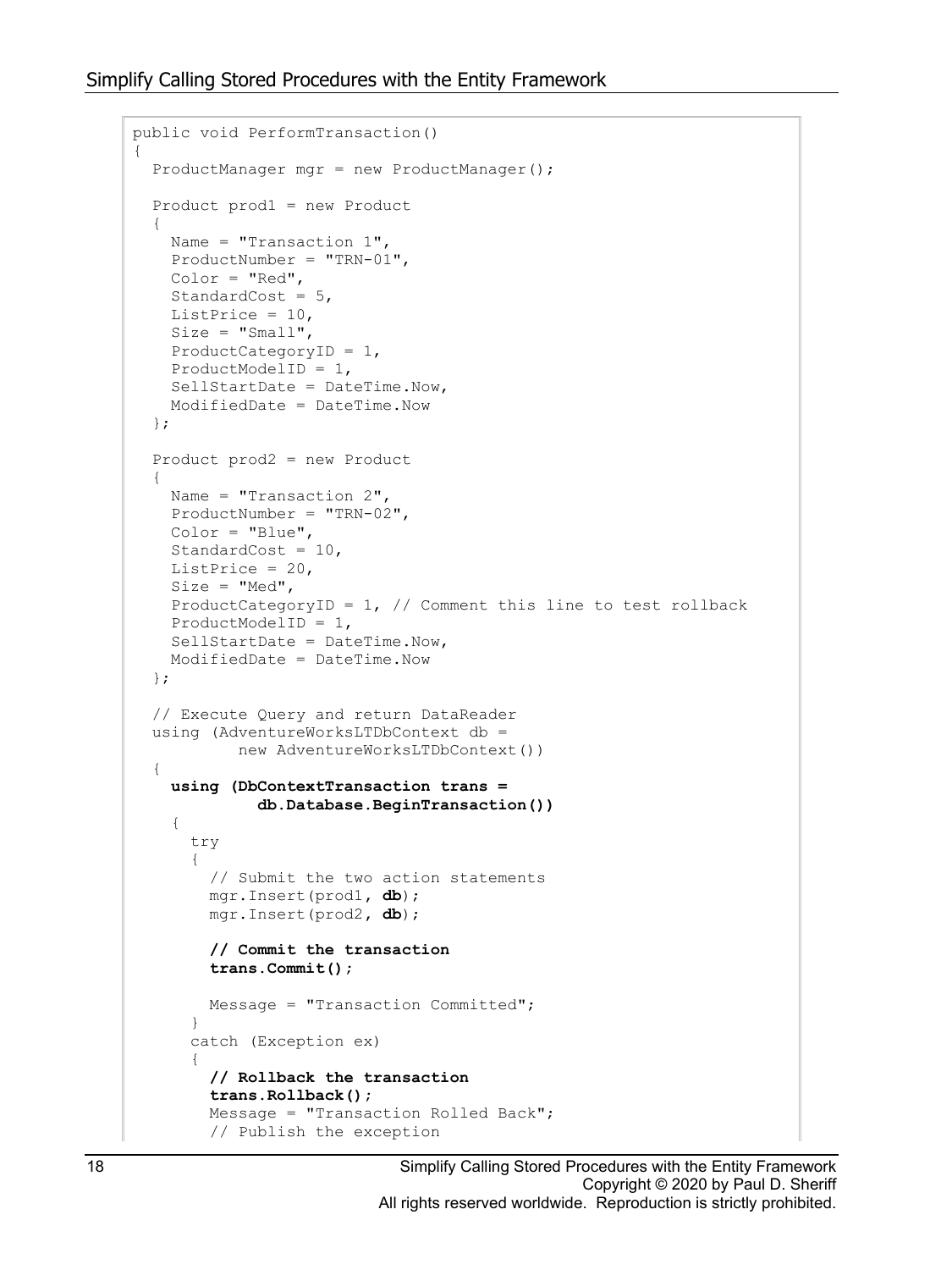```
public void PerformTransaction()
{
  ProductManager mgr = new ProductManager();

  Product prod1 = new Product
  {
    Name = "Transaction 1",
    ProductNumber = "TRN-01",
    Color = "Red",
    StandardCost = 5,
    ListPrice = 10,
    Size = "Small",
    ProductCategoryID = 1,
    ProductModelID = 1,
    SellStartDate = DateTime.Now,
    ModifiedDate = DateTime.Now
  };

  Product prod2 = new Product
  {
    Name = "Transaction 2",
    ProductNumber = "TRN-02",
    Color = "Blue",
    StandardCost = 10,
    ListPrice = 20,
    Size = "Med",
    ProductCategoryID = 1, // Comment this line to test rollback
    ProductModelID = 1,
    SellStartDate = DateTime.Now,
    ModifiedDate = DateTime.Now
  };

  // Execute Query and return DataReader
  using (AdventureWorksLTDbContext db =
          new AdventureWorksLTDbContext())
  {
    using (DbContextTransaction trans =
            db.Database.BeginTransaction())
    {
      try
      {
        // Submit the two action statements
        mgr.Insert(prod1, db);
        mgr.Insert(prod2, db);

        // Commit the transaction
        trans.Commit();

        Message = "Transaction Committed";
      }
      catch (Exception ex)
      {
        // Rollback the transaction
        trans.Rollback();
        Message = "Transaction Rolled Back";
        // Publish the exception
```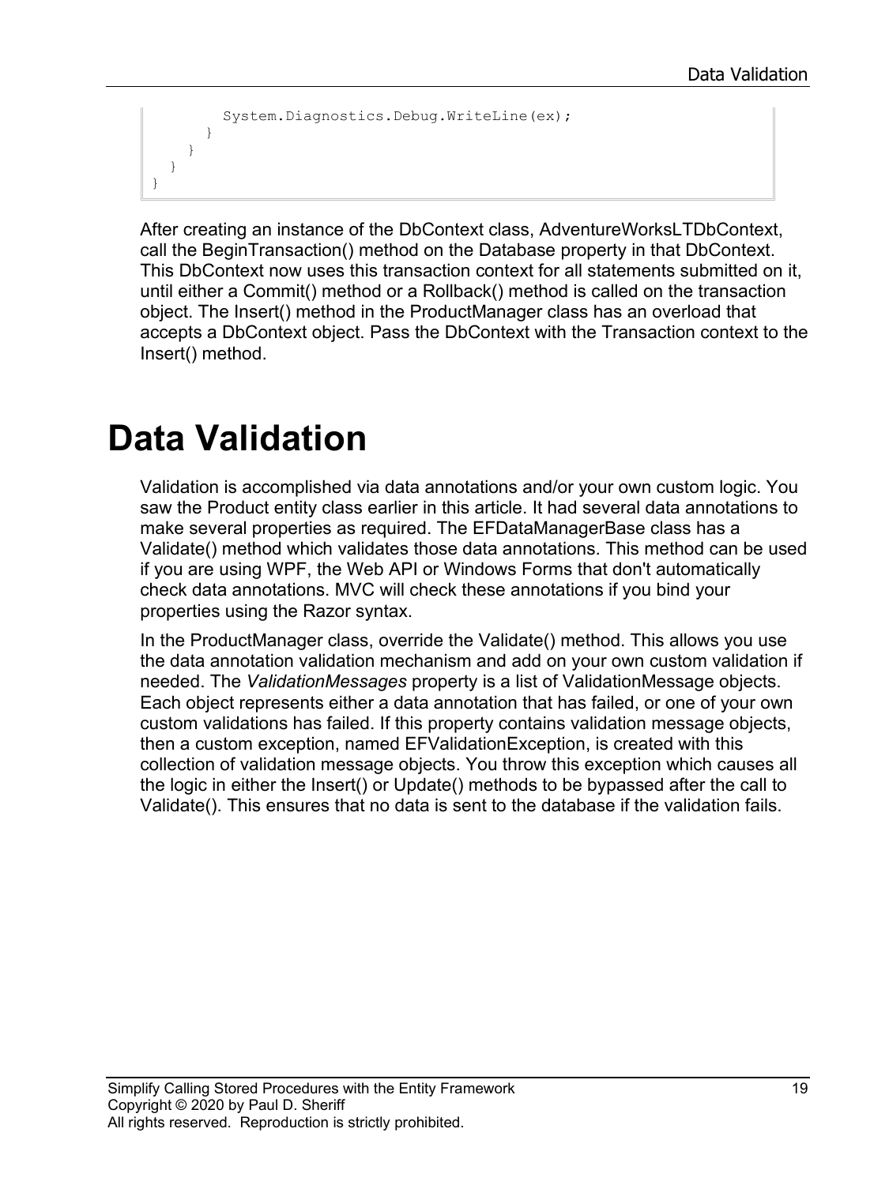```
        System.Diagnostics.Debug.WriteLine(ex);
      }
    }
  }
}
```

After creating an instance of the DbContext class, AdventureWorksLTDbContext, call the BeginTransaction() method on the Database property in that DbContext. This DbContext now uses this transaction context for all statements submitted on it, until either a Commit() method or a Rollback() method is called on the transaction object. The Insert() method in the ProductManager class has an overload that accepts a DbContext object. Pass the DbContext with the Transaction context to the Insert() method.

# Data Validation

Validation is accomplished via data annotations and/or your own custom logic. You saw the Product entity class earlier in this article. It had several data annotations to make several properties as required. The EFDataManagerBase class has a Validate() method which validates those data annotations. This method can be used if you are using WPF, the Web API or Windows Forms that don't automatically check data annotations. MVC will check these annotations if you bind your properties using the Razor syntax.

In the ProductManager class, override the Validate() method. This allows you use the data annotation validation mechanism and add on your own custom validation if needed. The *ValidationMessages* property is a list of ValidationMessage objects. Each object represents either a data annotation that has failed, or one of your own custom validations has failed. If this property contains validation message objects, then a custom exception, named EFValidationException, is created with this collection of validation message objects. You throw this exception which causes all the logic in either the Insert() or Update() methods to be bypassed after the call to Validate(). This ensures that no data is sent to the database if the validation fails.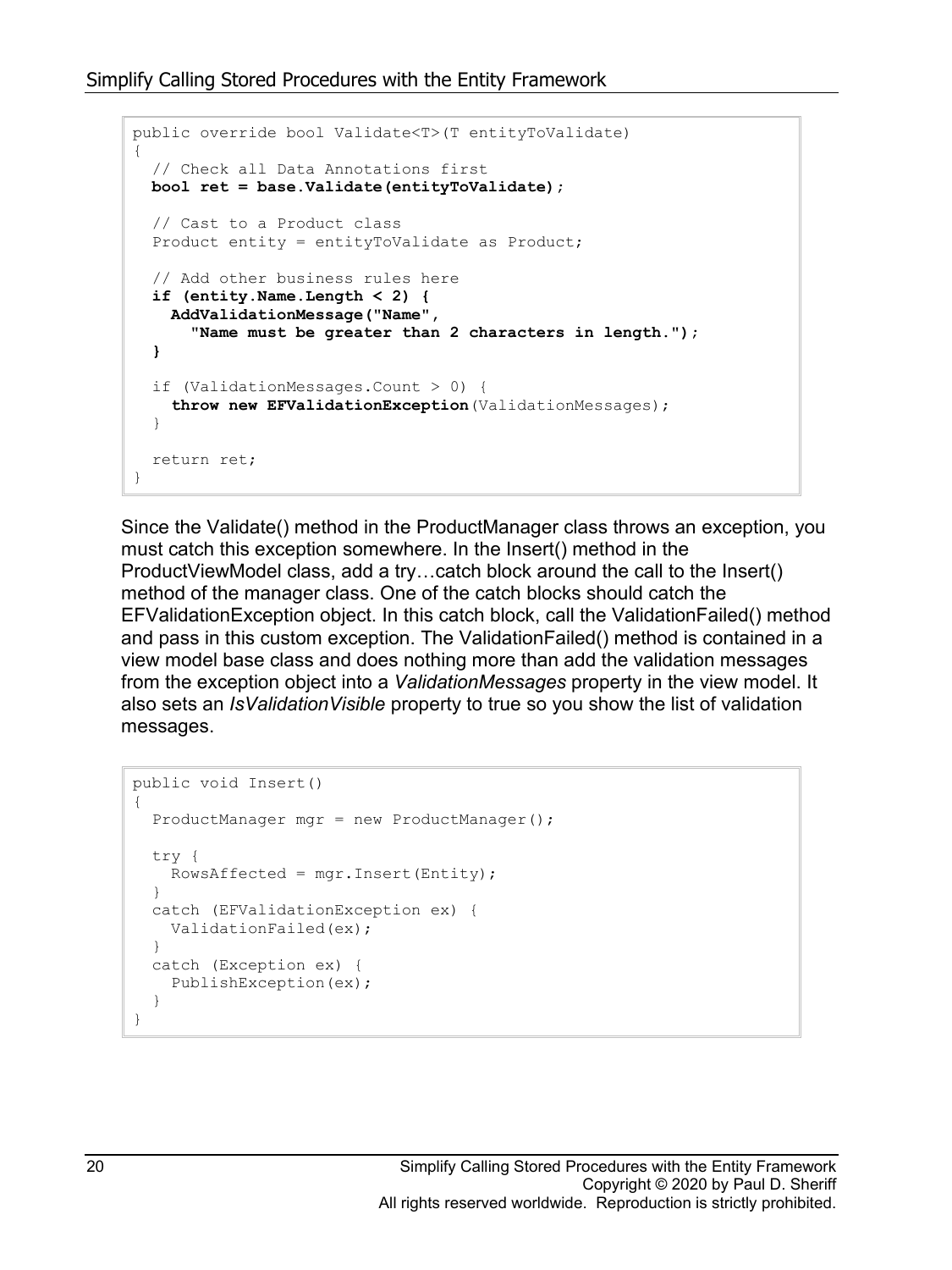```
public override bool Validate<T>(T entityToValidate)
{
  // Check all Data Annotations first
  bool ret = base.Validate(entityToValidate);

  // Cast to a Product class
  Product entity = entityToValidate as Product;

  // Add other business rules here
  if (entity.Name.Length < 2) {
    AddValidationMessage("Name",
      "Name must be greater than 2 characters in length.");
  }

  if (ValidationMessages.Count > 0) {
    throw new EFValidationException(ValidationMessages);
  }

  return ret;
}
```

Since the Validate() method in the ProductManager class throws an exception, you must catch this exception somewhere. In the Insert() method in the ProductViewModel class, add a try…catch block around the call to the Insert() method of the manager class. One of the catch blocks should catch the EFValidationException object. In this catch block, call the ValidationFailed() method and pass in this custom exception. The ValidationFailed() method is contained in a view model base class and does nothing more than add the validation messages from the exception object into a *ValidationMessages* property in the view model. It also sets an *IsValidationVisible* property to true so you show the list of validation messages.

```
public void Insert()
{
  ProductManager mgr = new ProductManager();

  try {
    RowsAffected = mgr.Insert(Entity);
  }
  catch (EFValidationException ex) {
    ValidationFailed(ex);
  }
  catch (Exception ex) {
    PublishException(ex);
  }
}
```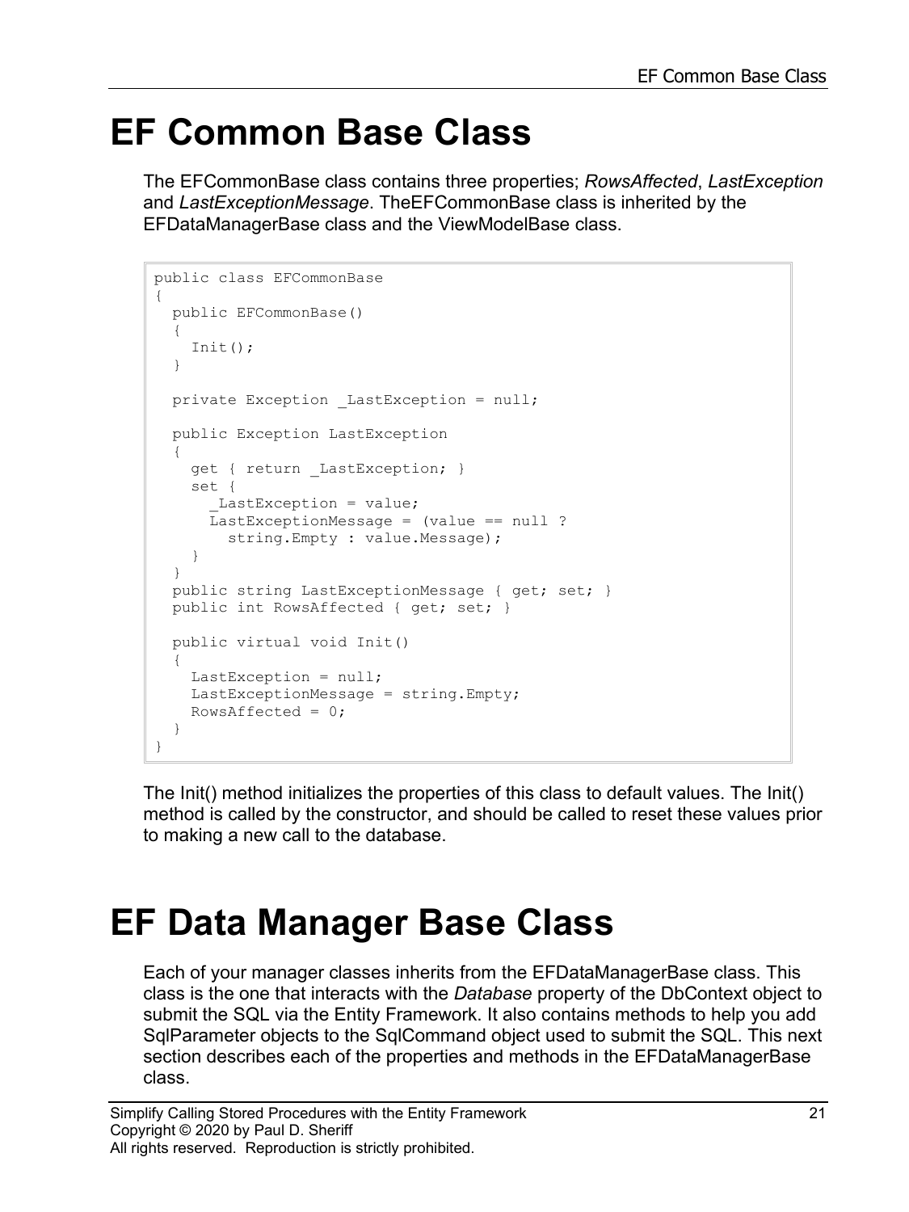# EF Common Base Class

The EFCommonBase class contains three properties; *RowsAffected*, *LastException* and *LastExceptionMessage*. TheEFCommonBase class is inherited by the EFDataManagerBase class and the ViewModelBase class.

```
public class EFCommonBase
{
  public EFCommonBase()
  {
    Init();
  }

  private Exception _LastException = null;

  public Exception LastException
  {
    get { return _LastException; }
    set {
      _LastException = value;
      LastExceptionMessage = (value == null ?
        string.Empty : value.Message);
    }
  }
  public string LastExceptionMessage { get; set; }
  public int RowsAffected { get; set; }

  public virtual void Init()
  {
    LastException = null;
    LastExceptionMessage = string.Empty;
    RowsAffected = 0;
  }
}
```

The Init() method initializes the properties of this class to default values. The Init() method is called by the constructor, and should be called to reset these values prior to making a new call to the database.

# EF Data Manager Base Class

Each of your manager classes inherits from the EFDataManagerBase class. This class is the one that interacts with the *Database* property of the DbContext object to submit the SQL via the Entity Framework. It also contains methods to help you add SqlParameter objects to the SqlCommand object used to submit the SQL. This next section describes each of the properties and methods in the EFDataManagerBase class.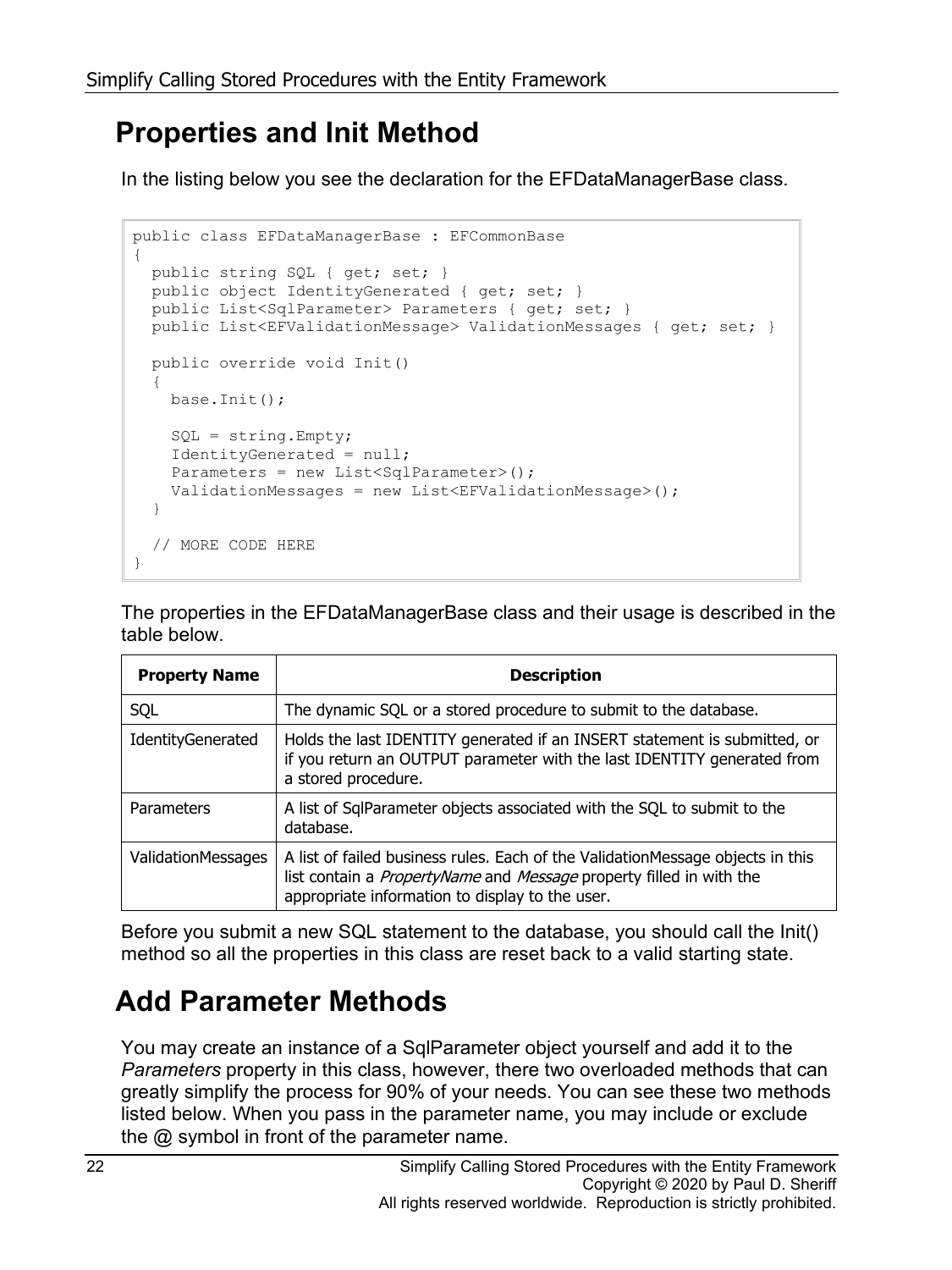## Properties and Init Method

In the listing below you see the declaration for the EFDataManagerBase class.

```
public class EFDataManagerBase : EFCommonBase
{
  public string SQL { get; set; }
  public object IdentityGenerated { get; set; }
  public List<SqlParameter> Parameters { get; set; }
  public List<EFValidationMessage> ValidationMessages { get; set; }

  public override void Init()
  {
    base.Init();

    SQL = string.Empty;
    IdentityGenerated = null;
    Parameters = new List<SqlParameter>();
    ValidationMessages = new List<EFValidationMessage>();
  }

  // MORE CODE HERE
}
```

The properties in the EFDataManagerBase class and their usage is described in the table below.

| Property Name | Description |
|---|---|
| SQL | The dynamic SQL or a stored procedure to submit to the database. |
| IdentityGenerated | Holds the last IDENTITY generated if an INSERT statement is submitted, or if you return an OUTPUT parameter with the last IDENTITY generated from a stored procedure. |
| Parameters | A list of SqlParameter objects associated with the SQL to submit to the database. |
| ValidationMessages | A list of failed business rules. Each of the ValidationMessage objects in this list contain a *PropertyName* and *Message* property filled in with the appropriate information to display to the user. |

Before you submit a new SQL statement to the database, you should call the Init() method so all the properties in this class are reset back to a valid starting state.

## Add Parameter Methods

You may create an instance of a SqlParameter object yourself and add it to the *Parameters* property in this class, however, there two overloaded methods that can greatly simplify the process for 90% of your needs. You can see these two methods listed below. When you pass in the parameter name, you may include or exclude the @ symbol in front of the parameter name.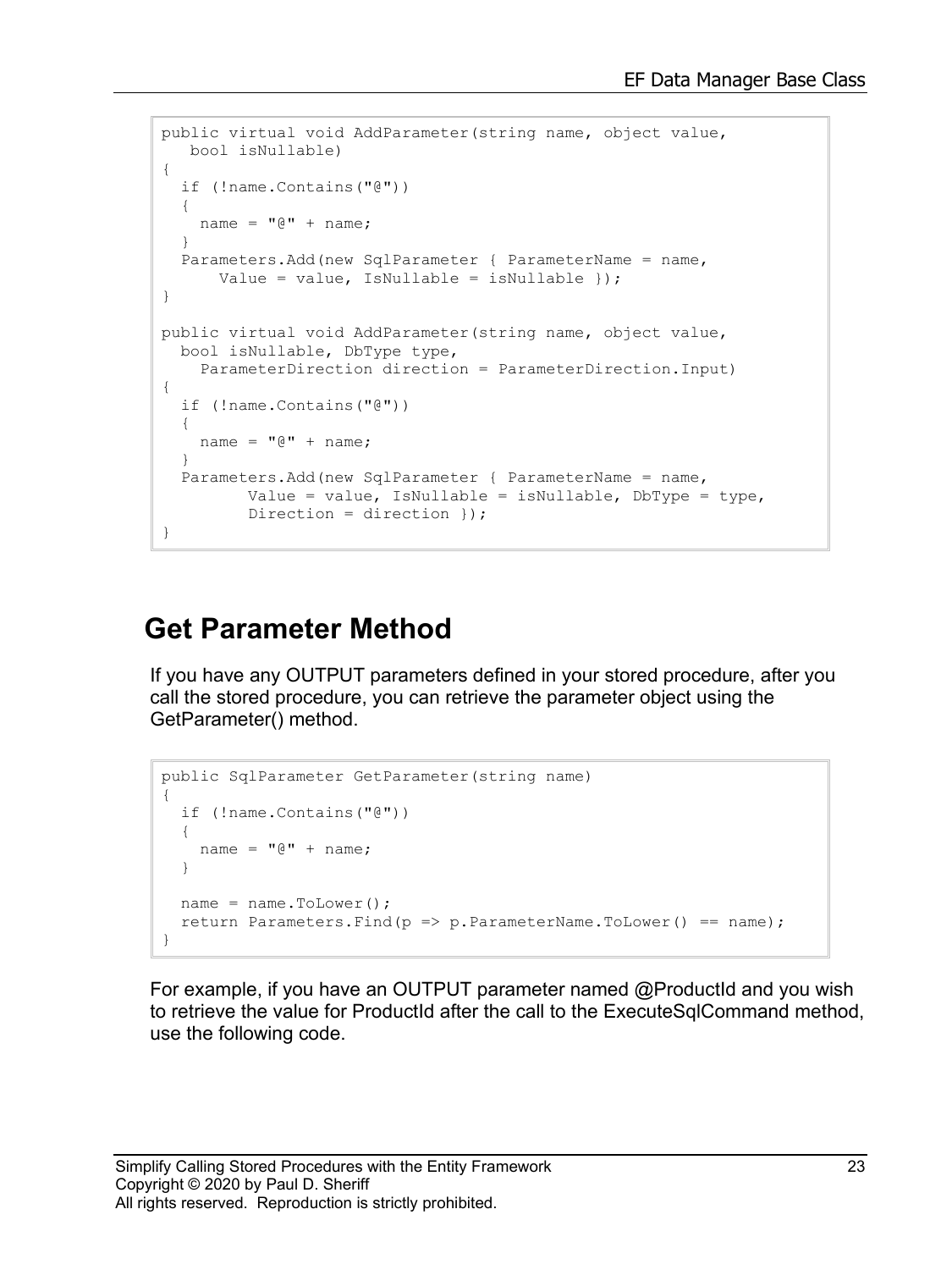```
public virtual void AddParameter(string name, object value,
   bool isNullable)
{
  if (!name.Contains("@"))
  {
    name = "@" + name;
  }
  Parameters.Add(new SqlParameter { ParameterName = name,
      Value = value, IsNullable = isNullable });
}

public virtual void AddParameter(string name, object value,
  bool isNullable, DbType type,
    ParameterDirection direction = ParameterDirection.Input)
{
  if (!name.Contains("@"))
  {
    name = "@" + name;
  }
  Parameters.Add(new SqlParameter { ParameterName = name,
         Value = value, IsNullable = isNullable, DbType = type,
         Direction = direction });
}
```

## Get Parameter Method

If you have any OUTPUT parameters defined in your stored procedure, after you call the stored procedure, you can retrieve the parameter object using the GetParameter() method.

```
public SqlParameter GetParameter(string name)
{
  if (!name.Contains("@"))
  {
    name = "@" + name;
  }

  name = name.ToLower();
  return Parameters.Find(p => p.ParameterName.ToLower() == name);
}
```

For example, if you have an OUTPUT parameter named @ProductId and you wish to retrieve the value for ProductId after the call to the ExecuteSqlCommand method, use the following code.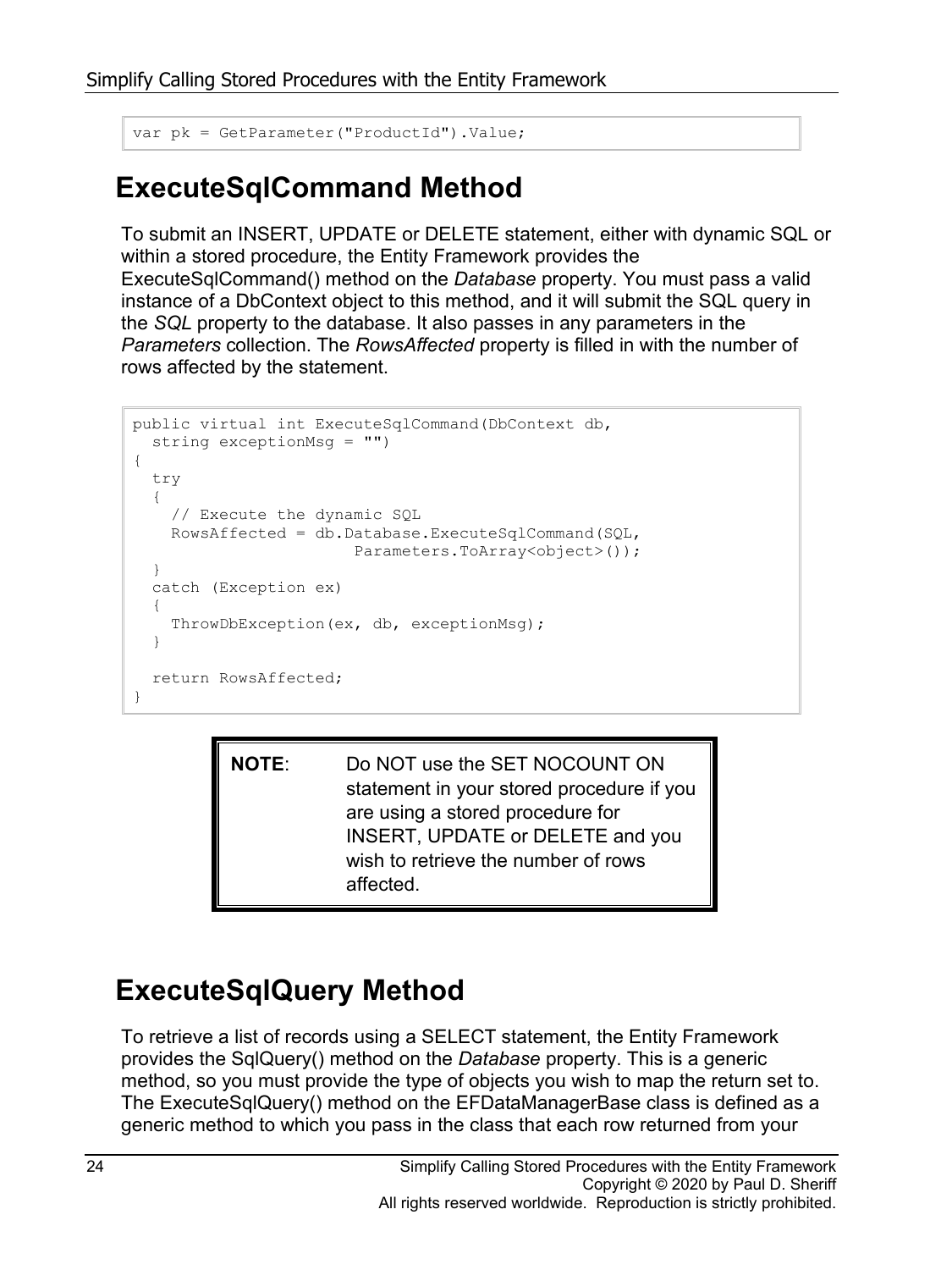```
var pk = GetParameter("ProductId").Value;
```

## ExecuteSqlCommand Method

To submit an INSERT, UPDATE or DELETE statement, either with dynamic SQL or within a stored procedure, the Entity Framework provides the ExecuteSqlCommand() method on the *Database* property. You must pass a valid instance of a DbContext object to this method, and it will submit the SQL query in the *SQL* property to the database. It also passes in any parameters in the *Parameters* collection. The *RowsAffected* property is filled in with the number of rows affected by the statement.

```
public virtual int ExecuteSqlCommand(DbContext db,
  string exceptionMsg = "")
{
  try
  {
    // Execute the dynamic SQL
    RowsAffected = db.Database.ExecuteSqlCommand(SQL,
                      Parameters.ToArray<object>());
  }
  catch (Exception ex)
  {
    ThrowDbException(ex, db, exceptionMsg);
  }

  return RowsAffected;
}
```

| **NOTE**: | Do NOT use the SET NOCOUNT ON statement in your stored procedure if you are using a stored procedure for INSERT, UPDATE or DELETE and you wish to retrieve the number of rows affected. |
|---|---|

## ExecuteSqlQuery Method

To retrieve a list of records using a SELECT statement, the Entity Framework provides the SqlQuery() method on the *Database* property. This is a generic method, so you must provide the type of objects you wish to map the return set to. The ExecuteSqlQuery() method on the EFDataManagerBase class is defined as a generic method to which you pass in the class that each row returned from your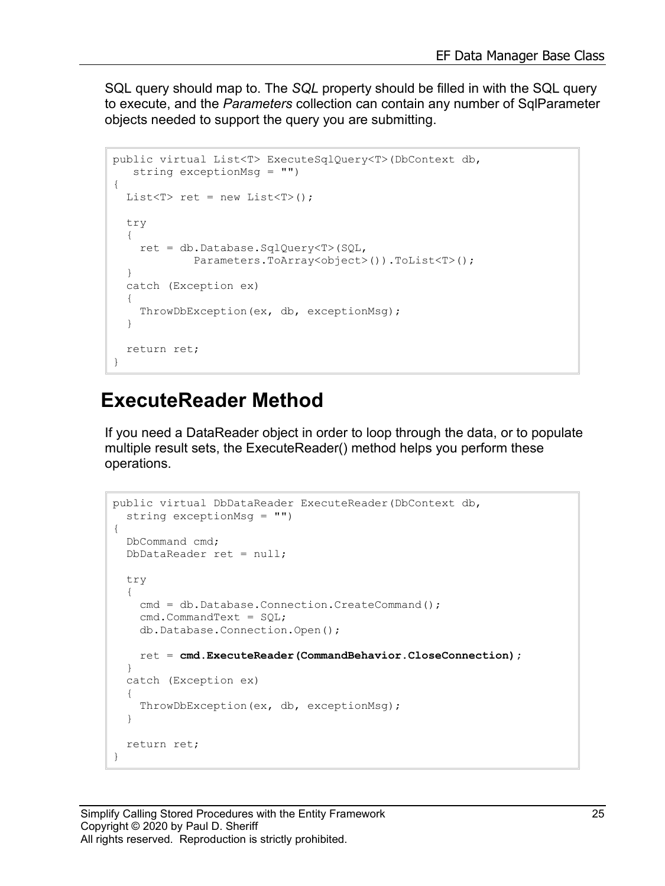SQL query should map to. The *SQL* property should be filled in with the SQL query to execute, and the *Parameters* collection can contain any number of SqlParameter objects needed to support the query you are submitting.

```
public virtual List<T> ExecuteSqlQuery<T>(DbContext db,
   string exceptionMsg = "")
{
  List<T> ret = new List<T>();

  try
  {
    ret = db.Database.SqlQuery<T>(SQL,
            Parameters.ToArray<object>()).ToList<T>();
  }
  catch (Exception ex)
  {
    ThrowDbException(ex, db, exceptionMsg);
  }

  return ret;
}
```

## ExecuteReader Method

If you need a DataReader object in order to loop through the data, or to populate multiple result sets, the ExecuteReader() method helps you perform these operations.

```
public virtual DbDataReader ExecuteReader(DbContext db,
  string exceptionMsg = "")
{
  DbCommand cmd;
  DbDataReader ret = null;

  try
  {
    cmd = db.Database.Connection.CreateCommand();
    cmd.CommandText = SQL;
    db.Database.Connection.Open();

    ret = cmd.ExecuteReader(CommandBehavior.CloseConnection);
  }
  catch (Exception ex)
  {
    ThrowDbException(ex, db, exceptionMsg);
  }

  return ret;
}
```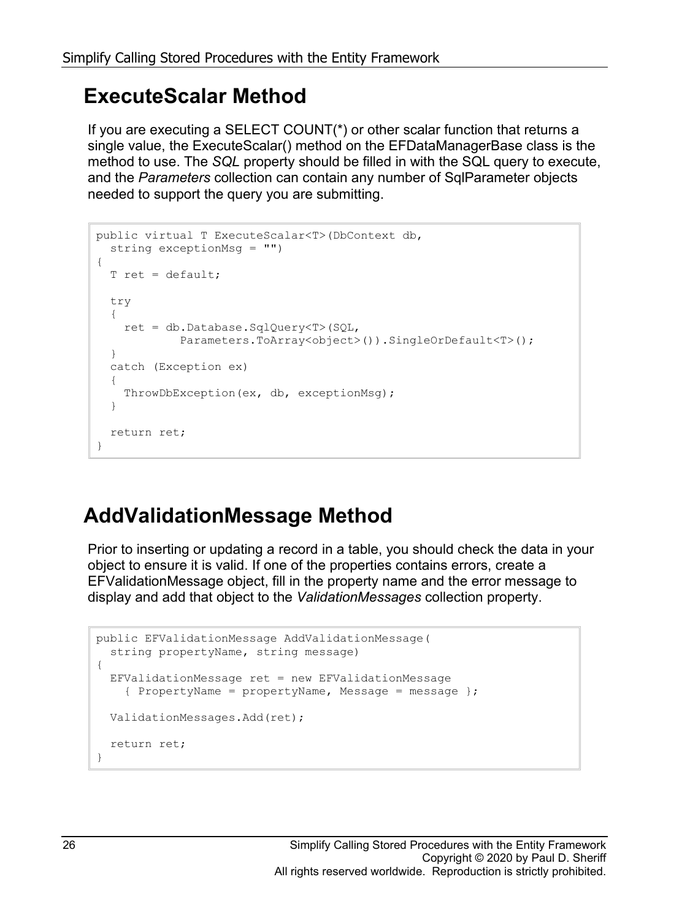## ExecuteScalar Method

If you are executing a SELECT COUNT(*) or other scalar function that returns a single value, the ExecuteScalar() method on the EFDataManagerBase class is the method to use. The *SQL* property should be filled in with the SQL query to execute, and the *Parameters* collection can contain any number of SqlParameter objects needed to support the query you are submitting.

```
public virtual T ExecuteScalar<T>(DbContext db,
  string exceptionMsg = "")
{
  T ret = default;

  try
  {
    ret = db.Database.SqlQuery<T>(SQL,
            Parameters.ToArray<object>()).SingleOrDefault<T>();
  }
  catch (Exception ex)
  {
    ThrowDbException(ex, db, exceptionMsg);
  }

  return ret;
}
```

## AddValidationMessage Method

Prior to inserting or updating a record in a table, you should check the data in your object to ensure it is valid. If one of the properties contains errors, create a EFValidationMessage object, fill in the property name and the error message to display and add that object to the *ValidationMessages* collection property.

```
public EFValidationMessage AddValidationMessage(
  string propertyName, string message)
{
  EFValidationMessage ret = new EFValidationMessage
    { PropertyName = propertyName, Message = message };

  ValidationMessages.Add(ret);

  return ret;
}
```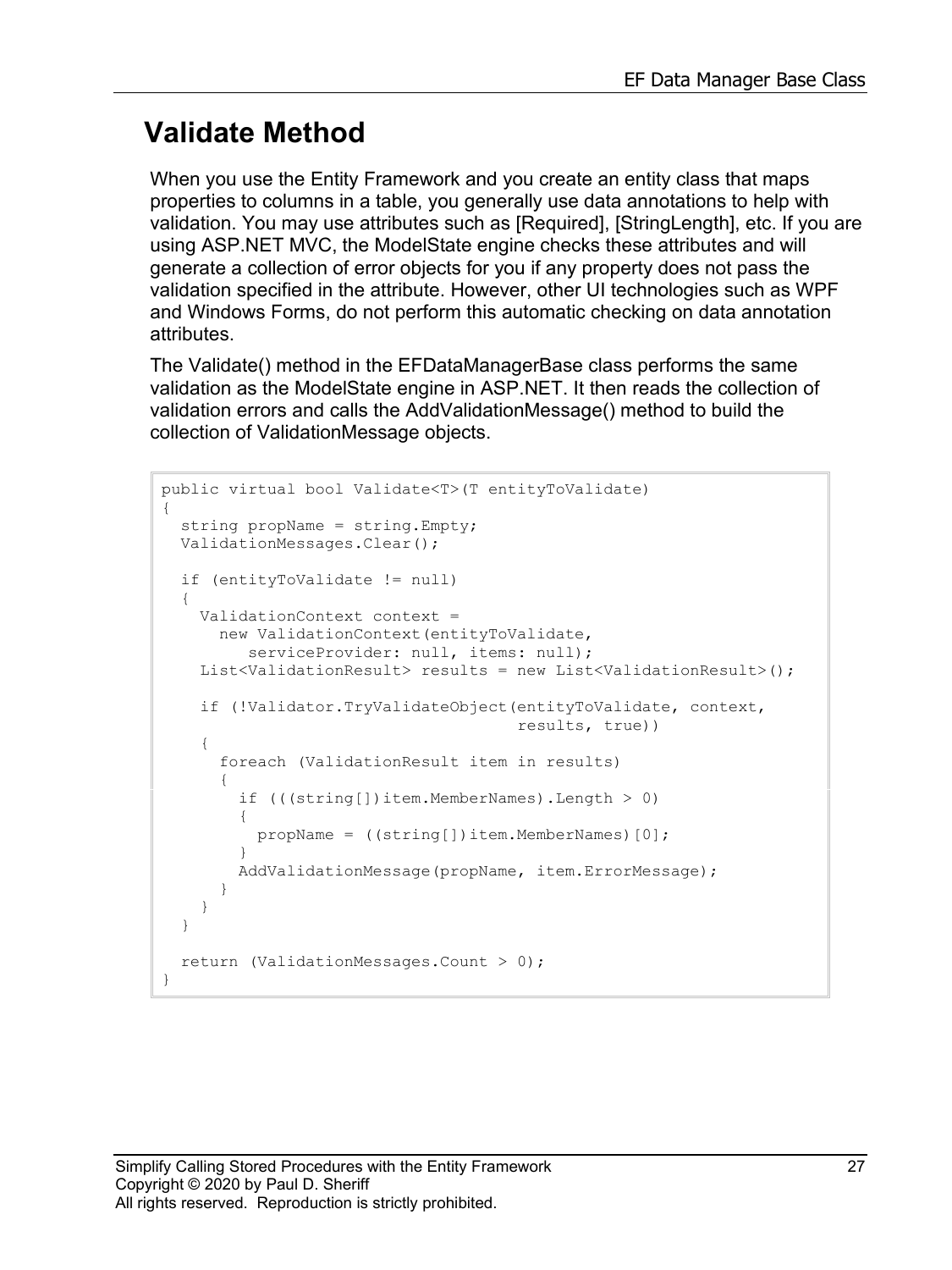## Validate Method

When you use the Entity Framework and you create an entity class that maps properties to columns in a table, you generally use data annotations to help with validation. You may use attributes such as [Required], [StringLength], etc. If you are using ASP.NET MVC, the ModelState engine checks these attributes and will generate a collection of error objects for you if any property does not pass the validation specified in the attribute. However, other UI technologies such as WPF and Windows Forms, do not perform this automatic checking on data annotation attributes.

The Validate() method in the EFDataManagerBase class performs the same validation as the ModelState engine in ASP.NET. It then reads the collection of validation errors and calls the AddValidationMessage() method to build the collection of ValidationMessage objects.

```
public virtual bool Validate<T>(T entityToValidate)
{
  string propName = string.Empty;
  ValidationMessages.Clear();

  if (entityToValidate != null)
  {
    ValidationContext context =
      new ValidationContext(entityToValidate,
         serviceProvider: null, items: null);
    List<ValidationResult> results = new List<ValidationResult>();

    if (!Validator.TryValidateObject(entityToValidate, context,
                                     results, true))
    {
      foreach (ValidationResult item in results)
      {
        if (((string[])item.MemberNames).Length > 0)
        {
          propName = ((string[])item.MemberNames)[0];
        }
        AddValidationMessage(propName, item.ErrorMessage);
      }
    }
  }

  return (ValidationMessages.Count > 0);
}
```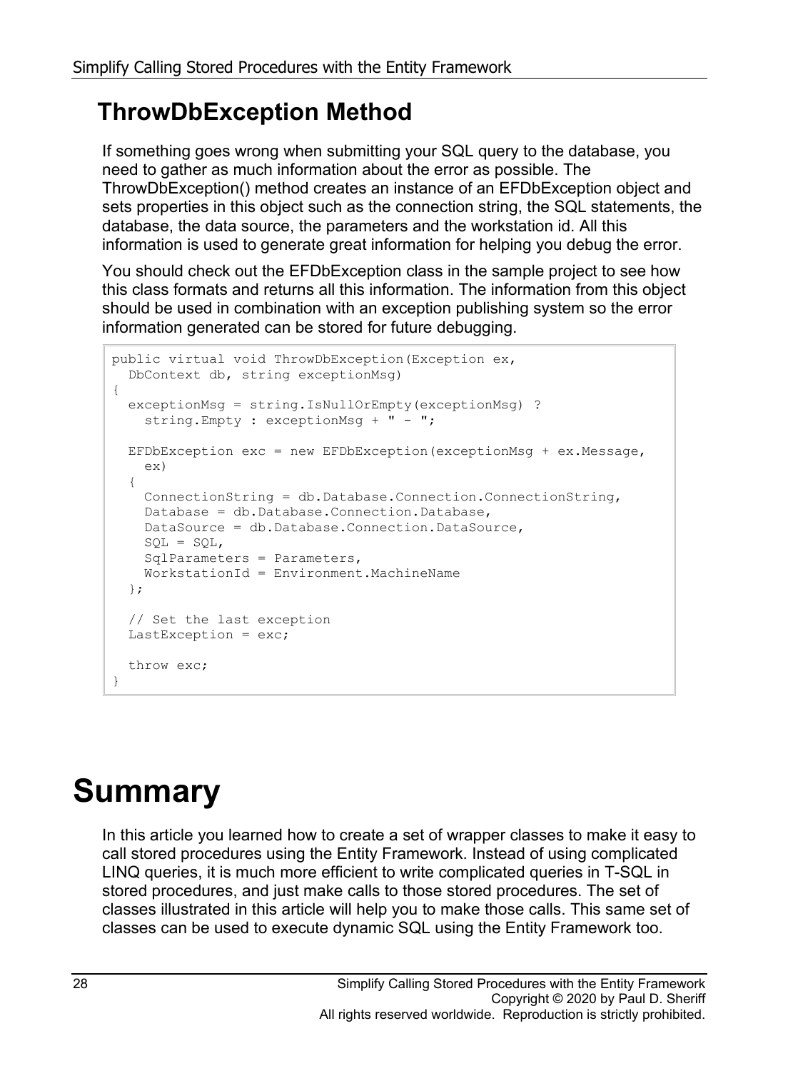## ThrowDbException Method

If something goes wrong when submitting your SQL query to the database, you need to gather as much information about the error as possible. The ThrowDbException() method creates an instance of an EFDbException object and sets properties in this object such as the connection string, the SQL statements, the database, the data source, the parameters and the workstation id. All this information is used to generate great information for helping you debug the error.

You should check out the EFDbException class in the sample project to see how this class formats and returns all this information. The information from this object should be used in combination with an exception publishing system so the error information generated can be stored for future debugging.

```
public virtual void ThrowDbException(Exception ex,
  DbContext db, string exceptionMsg)
{
  exceptionMsg = string.IsNullOrEmpty(exceptionMsg) ?
    string.Empty : exceptionMsg + " - ";

  EFDbException exc = new EFDbException(exceptionMsg + ex.Message,
    ex)
  {
    ConnectionString = db.Database.Connection.ConnectionString,
    Database = db.Database.Connection.Database,
    DataSource = db.Database.Connection.DataSource,
    SQL = SQL,
    SqlParameters = Parameters,
    WorkstationId = Environment.MachineName
  };

  // Set the last exception
  LastException = exc;

  throw exc;
}
```

# Summary

In this article you learned how to create a set of wrapper classes to make it easy to call stored procedures using the Entity Framework. Instead of using complicated LINQ queries, it is much more efficient to write complicated queries in T-SQL in stored procedures, and just make calls to those stored procedures. The set of classes illustrated in this article will help you to make those calls. This same set of classes can be used to execute dynamic SQL using the Entity Framework too.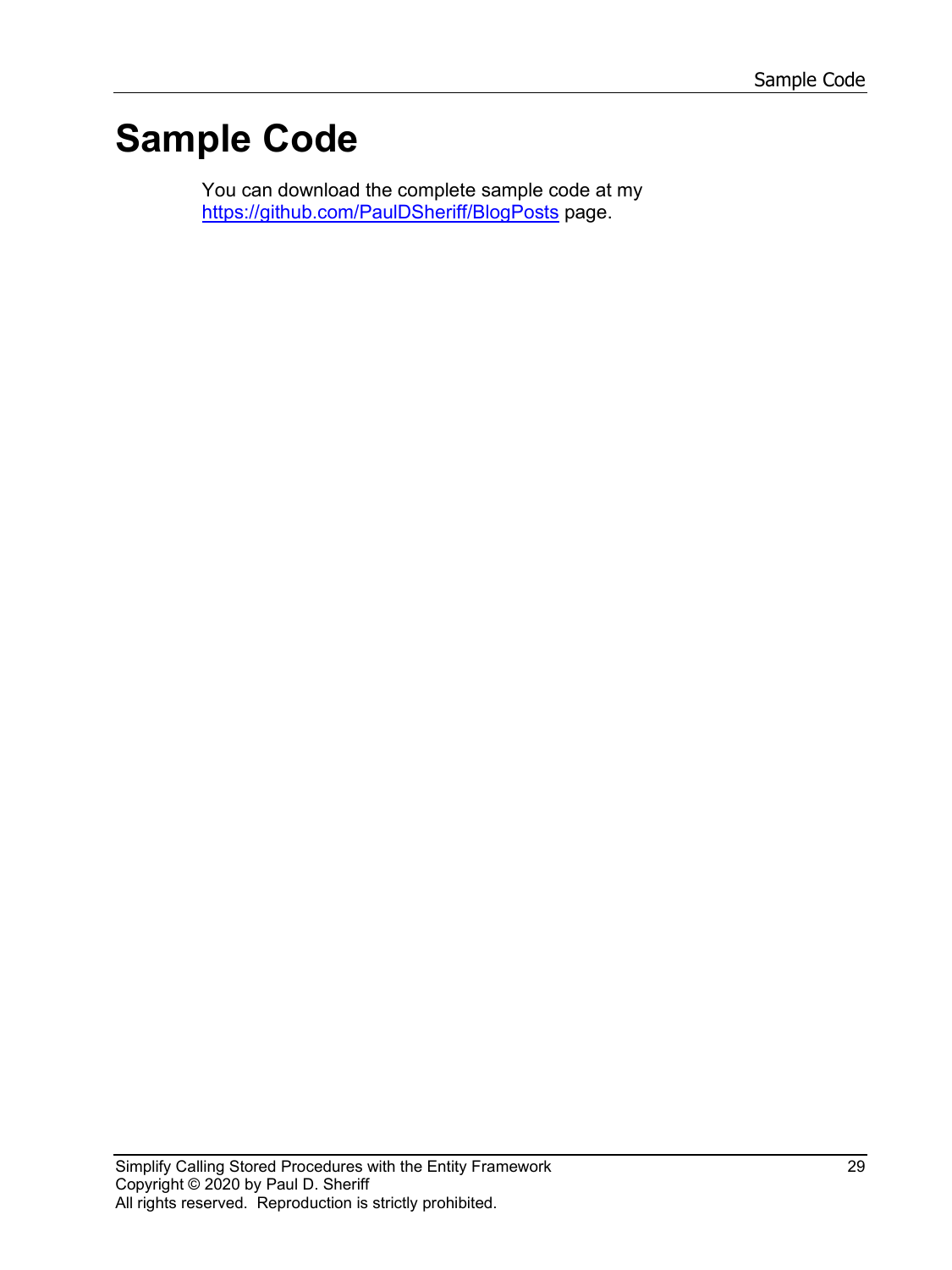# Sample Code

You can download the complete sample code at my https://github.com/PaulDSheriff/BlogPosts page.